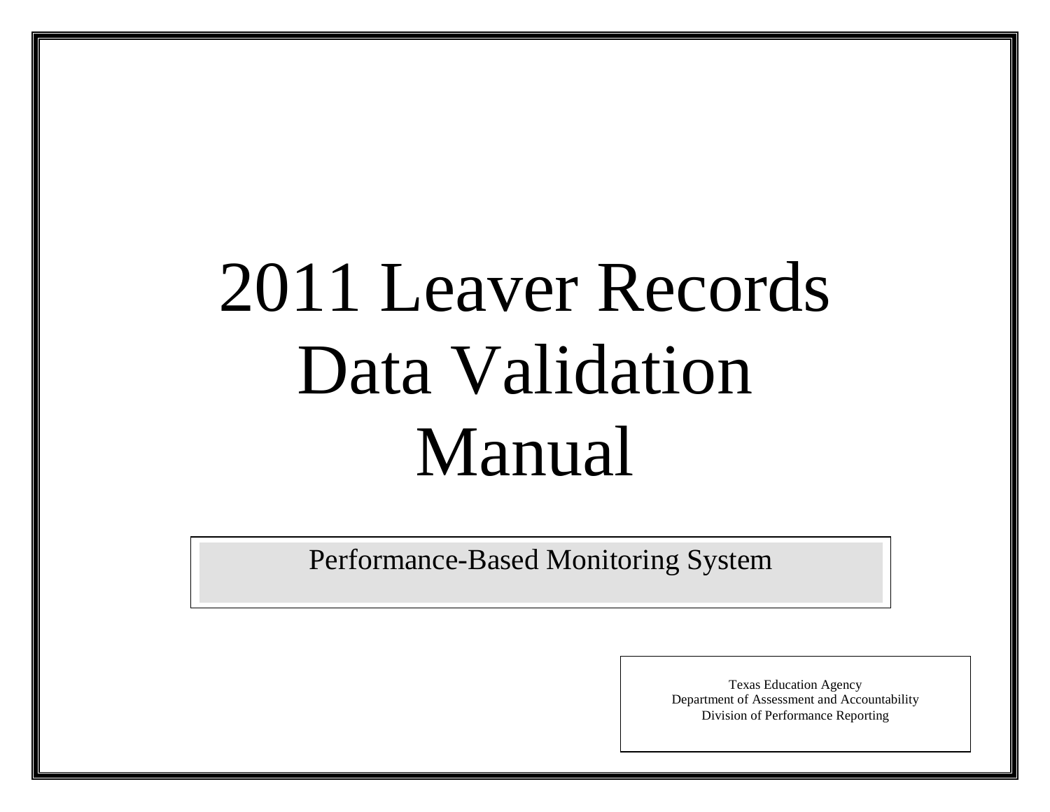# 2011 Leaver Records Data Validation Manual

## Performance-Based Monitoring System

Texas Education Agency
Department of Assessment and Accountability
Division of Performance Reporting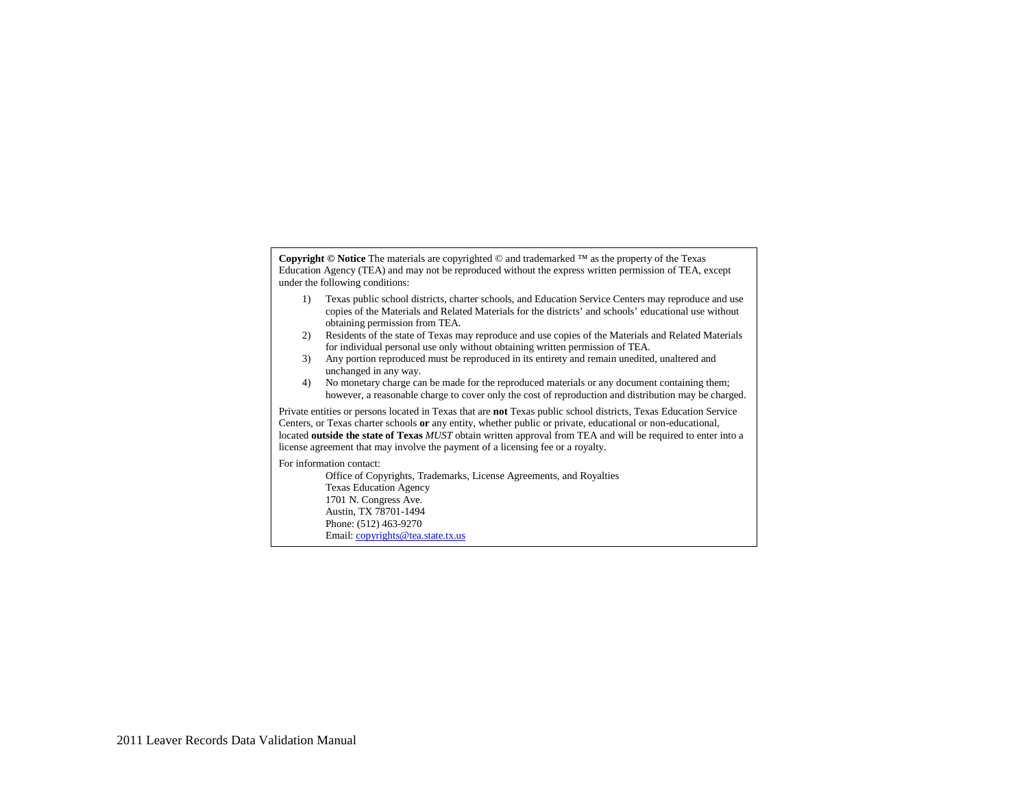**Copyright © Notice** The materials are copyrighted © and trademarked ™ as the property of the Texas Education Agency (TEA) and may not be reproduced without the express written permission of TEA, except under the following conditions:

1) Texas public school districts, charter schools, and Education Service Centers may reproduce and use copies of the Materials and Related Materials for the districts' and schools' educational use without obtaining permission from TEA.
2) Residents of the state of Texas may reproduce and use copies of the Materials and Related Materials for individual personal use only without obtaining written permission of TEA.
3) Any portion reproduced must be reproduced in its entirety and remain unedited, unaltered and unchanged in any way.
4) No monetary charge can be made for the reproduced materials or any document containing them; however, a reasonable charge to cover only the cost of reproduction and distribution may be charged.

Private entities or persons located in Texas that are **not** Texas public school districts, Texas Education Service Centers, or Texas charter schools **or** any entity, whether public or private, educational or non-educational, located **outside the state of Texas** *MUST* obtain written approval from TEA and will be required to enter into a license agreement that may involve the payment of a licensing fee or a royalty.

For information contact:

Office of Copyrights, Trademarks, License Agreements, and Royalties
Texas Education Agency
1701 N. Congress Ave.
Austin, TX 78701-1494
Phone: (512) 463-9270
Email: copyrights@tea.state.tx.us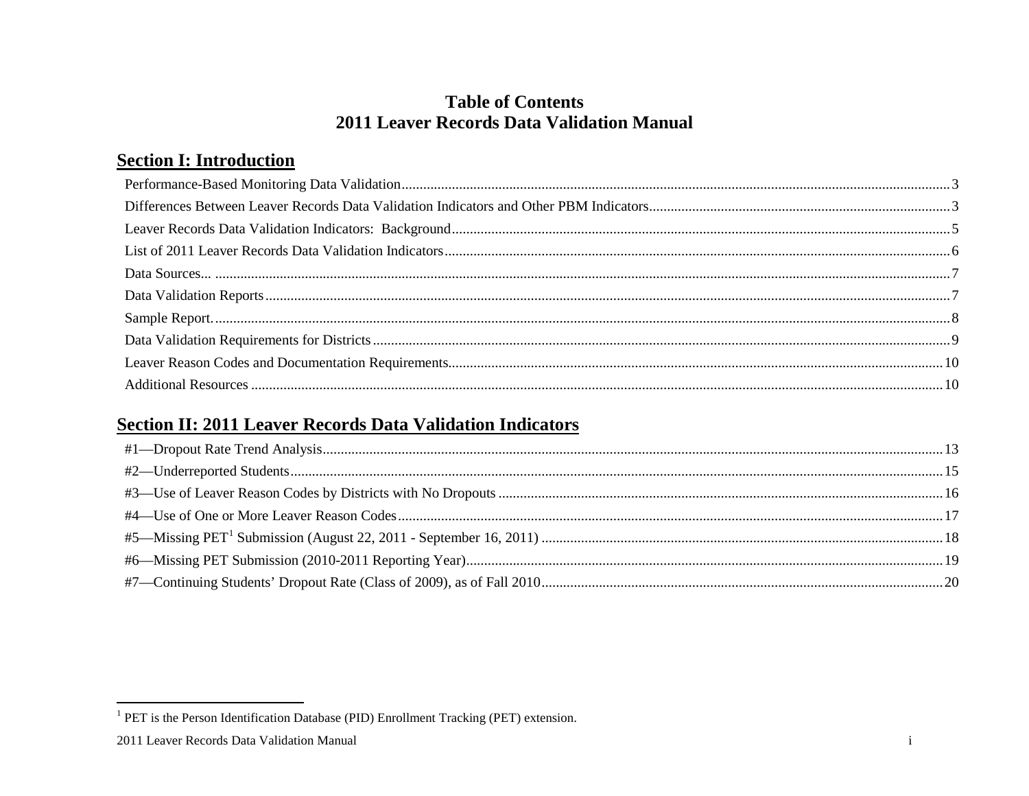# Table of Contents
# 2011 Leaver Records Data Validation Manual

## Section I: Introduction

Performance-Based Monitoring Data Validation ........ 3

Differences Between Leaver Records Data Validation Indicators and Other PBM Indicators ........ 3

Leaver Records Data Validation Indicators: Background ........ 5

List of 2011 Leaver Records Data Validation Indicators ........ 6

Data Sources... ........ 7

Data Validation Reports ........ 7

Sample Report. ........ 8

Data Validation Requirements for Districts ........ 9

Leaver Reason Codes and Documentation Requirements ........ 10

Additional Resources ........ 10

## Section II: 2011 Leaver Records Data Validation Indicators

#1—Dropout Rate Trend Analysis ........ 13

#2—Underreported Students ........ 15

#3—Use of Leaver Reason Codes by Districts with No Dropouts ........ 16

#4—Use of One or More Leaver Reason Codes ........ 17

#5—Missing PET[1] Submission (August 22, 2011 - September 16, 2011) ........ 18

#6—Missing PET Submission (2010-2011 Reporting Year) ........ 19

#7—Continuing Students' Dropout Rate (Class of 2009), as of Fall 2010 ........ 20

---

[1] PET is the Person Identification Database (PID) Enrollment Tracking (PET) extension.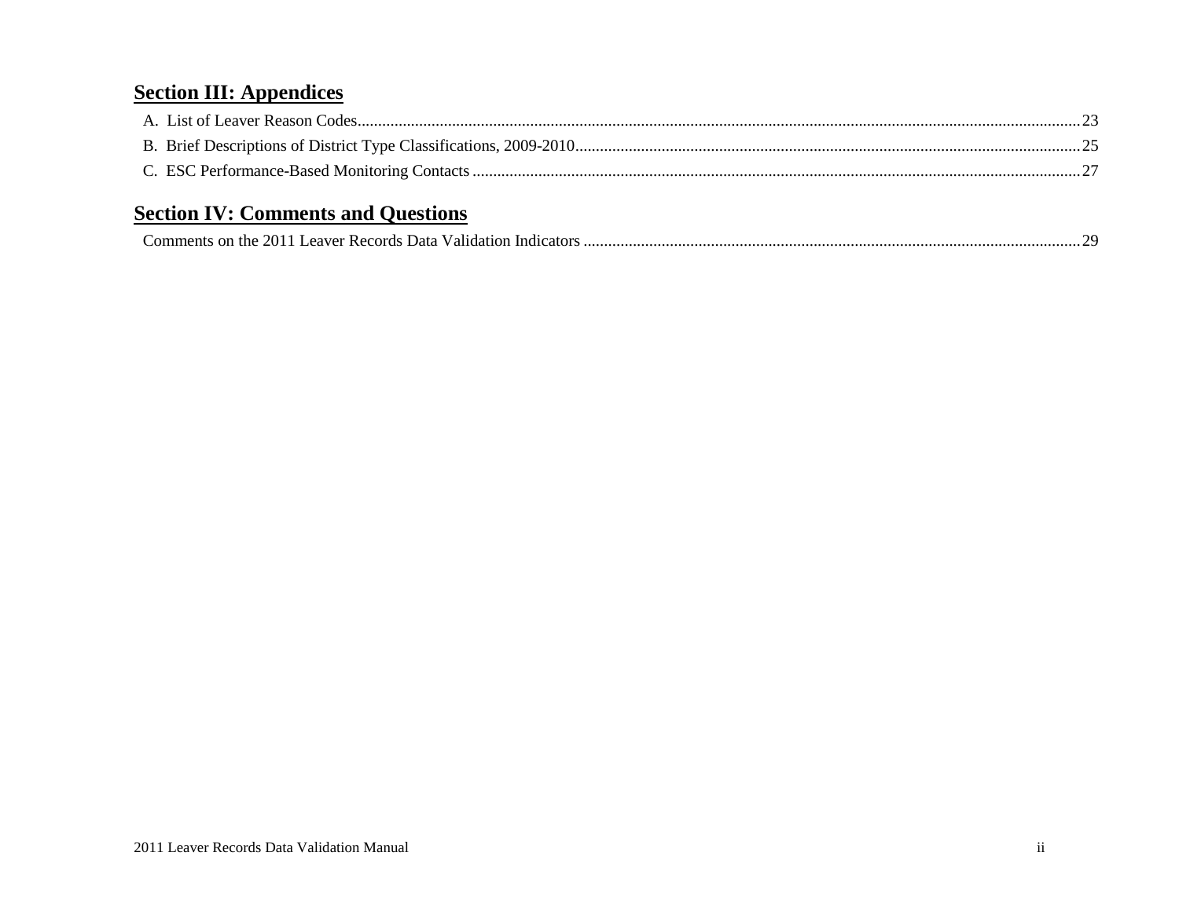## Section III: Appendices

A. List of Leaver Reason Codes.......................................................................................................................................................23

B. Brief Descriptions of District Type Classifications, 2009-2010..........................................................................................................25

C. ESC Performance-Based Monitoring Contacts ..................................................................................................................................27

## Section IV: Comments and Questions

Comments on the 2011 Leaver Records Data Validation Indicators ........................................................................................................29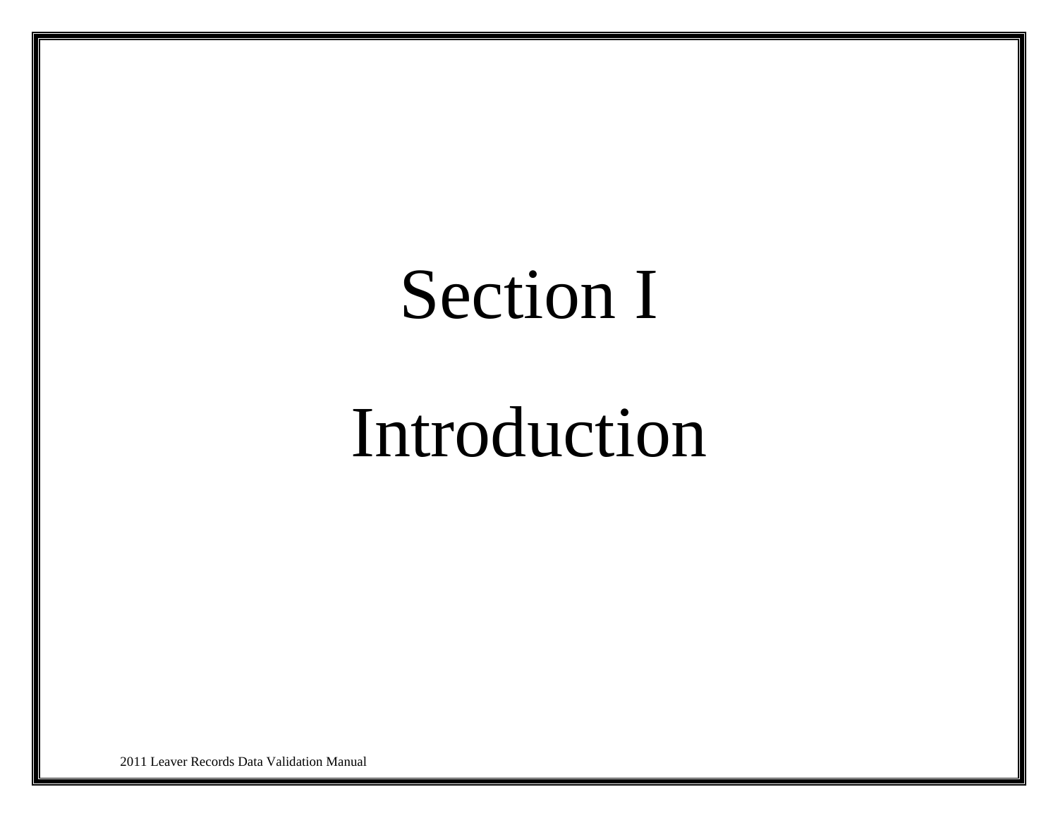# Section I

# Introduction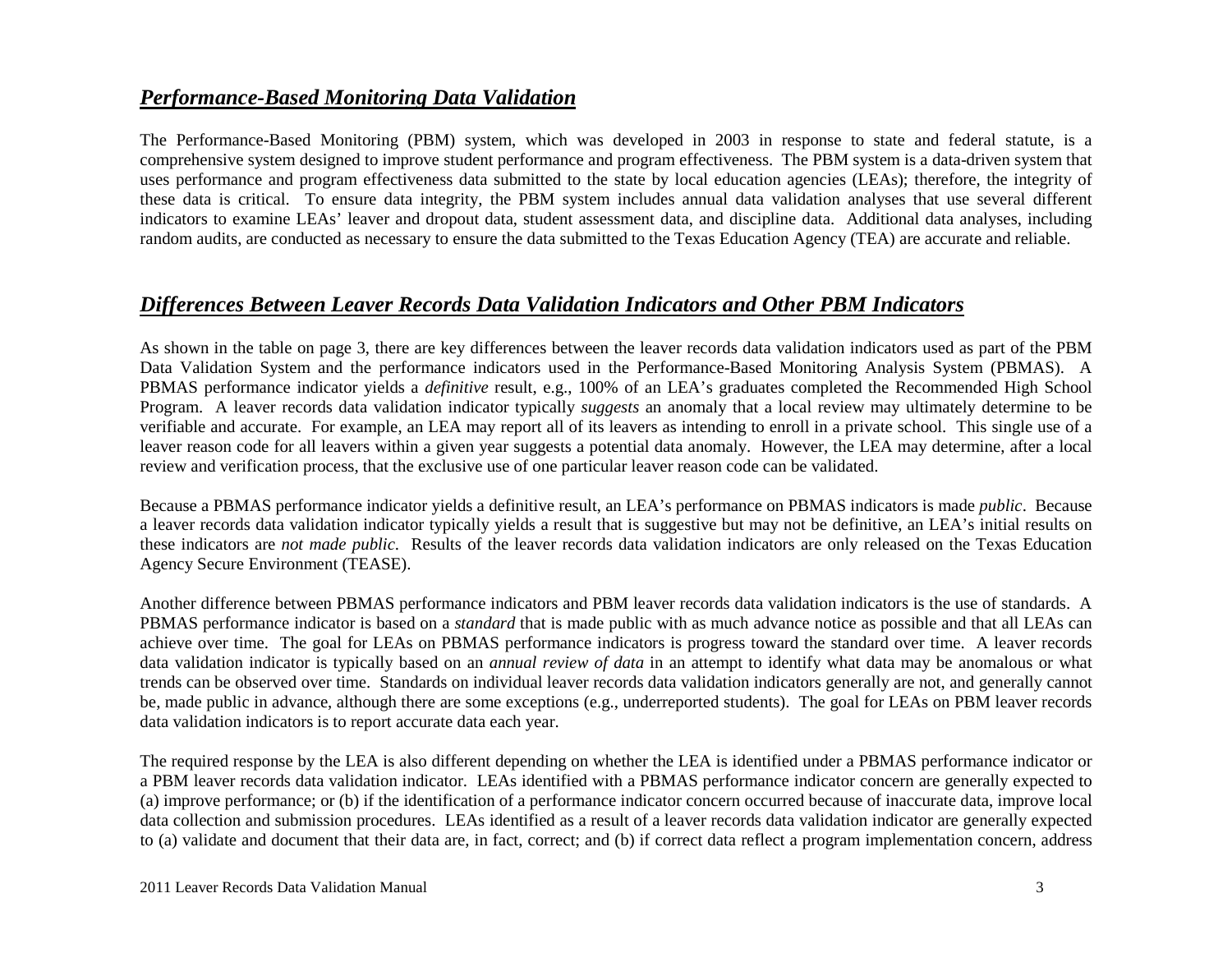## *Performance-Based Monitoring Data Validation*

The Performance-Based Monitoring (PBM) system, which was developed in 2003 in response to state and federal statute, is a comprehensive system designed to improve student performance and program effectiveness. The PBM system is a data-driven system that uses performance and program effectiveness data submitted to the state by local education agencies (LEAs); therefore, the integrity of these data is critical. To ensure data integrity, the PBM system includes annual data validation analyses that use several different indicators to examine LEAs' leaver and dropout data, student assessment data, and discipline data. Additional data analyses, including random audits, are conducted as necessary to ensure the data submitted to the Texas Education Agency (TEA) are accurate and reliable.

## *Differences Between Leaver Records Data Validation Indicators and Other PBM Indicators*

As shown in the table on page 3, there are key differences between the leaver records data validation indicators used as part of the PBM Data Validation System and the performance indicators used in the Performance-Based Monitoring Analysis System (PBMAS). A PBMAS performance indicator yields a *definitive* result, e.g., 100% of an LEA's graduates completed the Recommended High School Program. A leaver records data validation indicator typically *suggests* an anomaly that a local review may ultimately determine to be verifiable and accurate. For example, an LEA may report all of its leavers as intending to enroll in a private school. This single use of a leaver reason code for all leavers within a given year suggests a potential data anomaly. However, the LEA may determine, after a local review and verification process, that the exclusive use of one particular leaver reason code can be validated.

Because a PBMAS performance indicator yields a definitive result, an LEA's performance on PBMAS indicators is made *public*. Because a leaver records data validation indicator typically yields a result that is suggestive but may not be definitive, an LEA's initial results on these indicators are *not made public*. Results of the leaver records data validation indicators are only released on the Texas Education Agency Secure Environment (TEASE).

Another difference between PBMAS performance indicators and PBM leaver records data validation indicators is the use of standards. A PBMAS performance indicator is based on a *standard* that is made public with as much advance notice as possible and that all LEAs can achieve over time. The goal for LEAs on PBMAS performance indicators is progress toward the standard over time. A leaver records data validation indicator is typically based on an *annual review of data* in an attempt to identify what data may be anomalous or what trends can be observed over time. Standards on individual leaver records data validation indicators generally are not, and generally cannot be, made public in advance, although there are some exceptions (e.g., underreported students). The goal for LEAs on PBM leaver records data validation indicators is to report accurate data each year.

The required response by the LEA is also different depending on whether the LEA is identified under a PBMAS performance indicator or a PBM leaver records data validation indicator. LEAs identified with a PBMAS performance indicator concern are generally expected to (a) improve performance; or (b) if the identification of a performance indicator concern occurred because of inaccurate data, improve local data collection and submission procedures. LEAs identified as a result of a leaver records data validation indicator are generally expected to (a) validate and document that their data are, in fact, correct; and (b) if correct data reflect a program implementation concern, address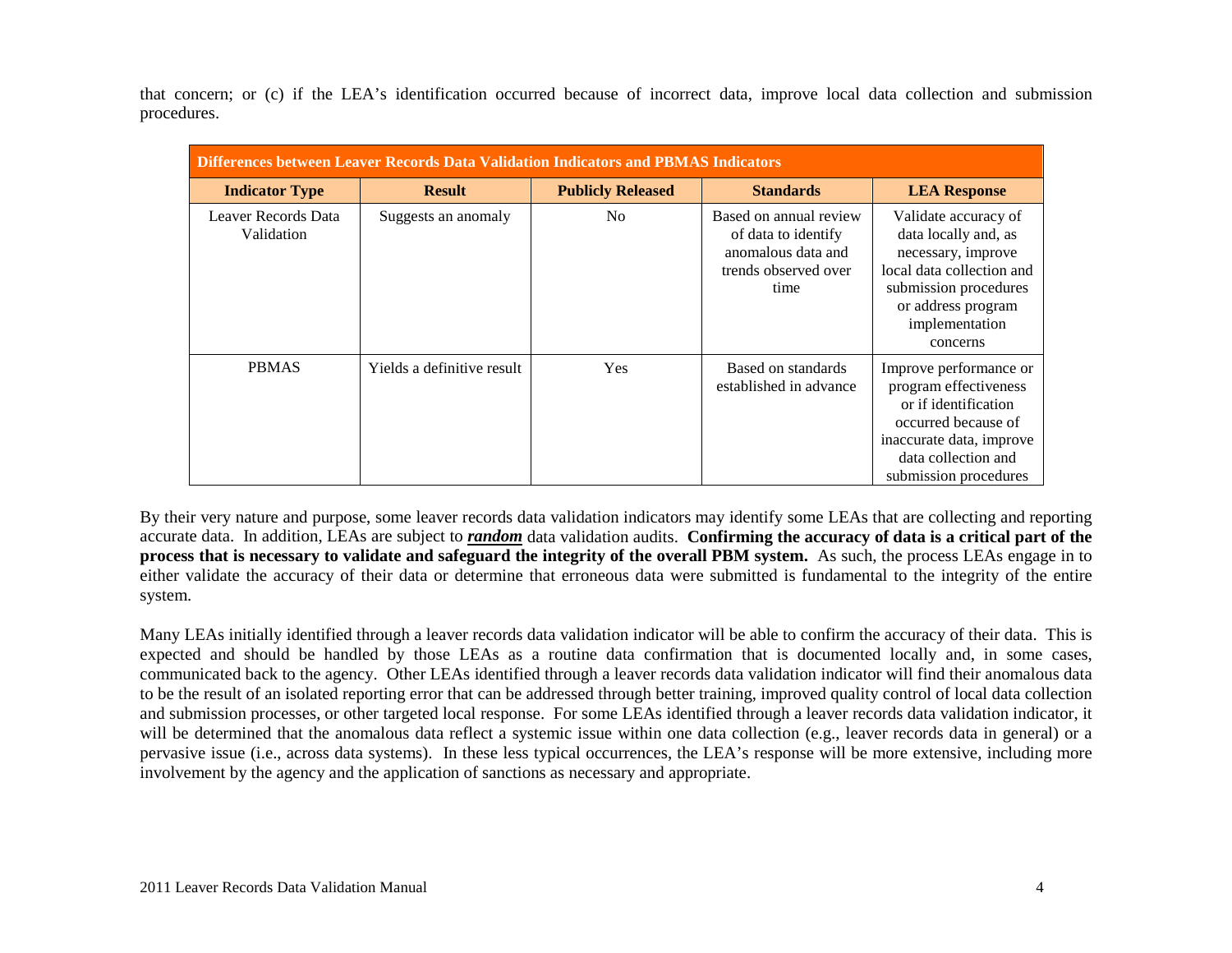that concern; or (c) if the LEA's identification occurred because of incorrect data, improve local data collection and submission procedures.

| **Differences between Leaver Records Data Validation Indicators and PBMAS Indicators** | | | | |
|---|---|---|---|---|
| **Indicator Type** | **Result** | **Publicly Released** | **Standards** | **LEA Response** |
| Leaver Records Data Validation | Suggests an anomaly | No | Based on annual review of data to identify anomalous data and trends observed over time | Validate accuracy of data locally and, as necessary, improve local data collection and submission procedures or address program implementation concerns |
| PBMAS | Yields a definitive result | Yes | Based on standards established in advance | Improve performance or program effectiveness or if identification occurred because of inaccurate data, improve data collection and submission procedures |

By their very nature and purpose, some leaver records data validation indicators may identify some LEAs that are collecting and reporting accurate data. In addition, LEAs are subject to ***random*** data validation audits. **Confirming the accuracy of data is a critical part of the process that is necessary to validate and safeguard the integrity of the overall PBM system.** As such, the process LEAs engage in to either validate the accuracy of their data or determine that erroneous data were submitted is fundamental to the integrity of the entire system.

Many LEAs initially identified through a leaver records data validation indicator will be able to confirm the accuracy of their data. This is expected and should be handled by those LEAs as a routine data confirmation that is documented locally and, in some cases, communicated back to the agency. Other LEAs identified through a leaver records data validation indicator will find their anomalous data to be the result of an isolated reporting error that can be addressed through better training, improved quality control of local data collection and submission processes, or other targeted local response. For some LEAs identified through a leaver records data validation indicator, it will be determined that the anomalous data reflect a systemic issue within one data collection (e.g., leaver records data in general) or a pervasive issue (i.e., across data systems). In these less typical occurrences, the LEA's response will be more extensive, including more involvement by the agency and the application of sanctions as necessary and appropriate.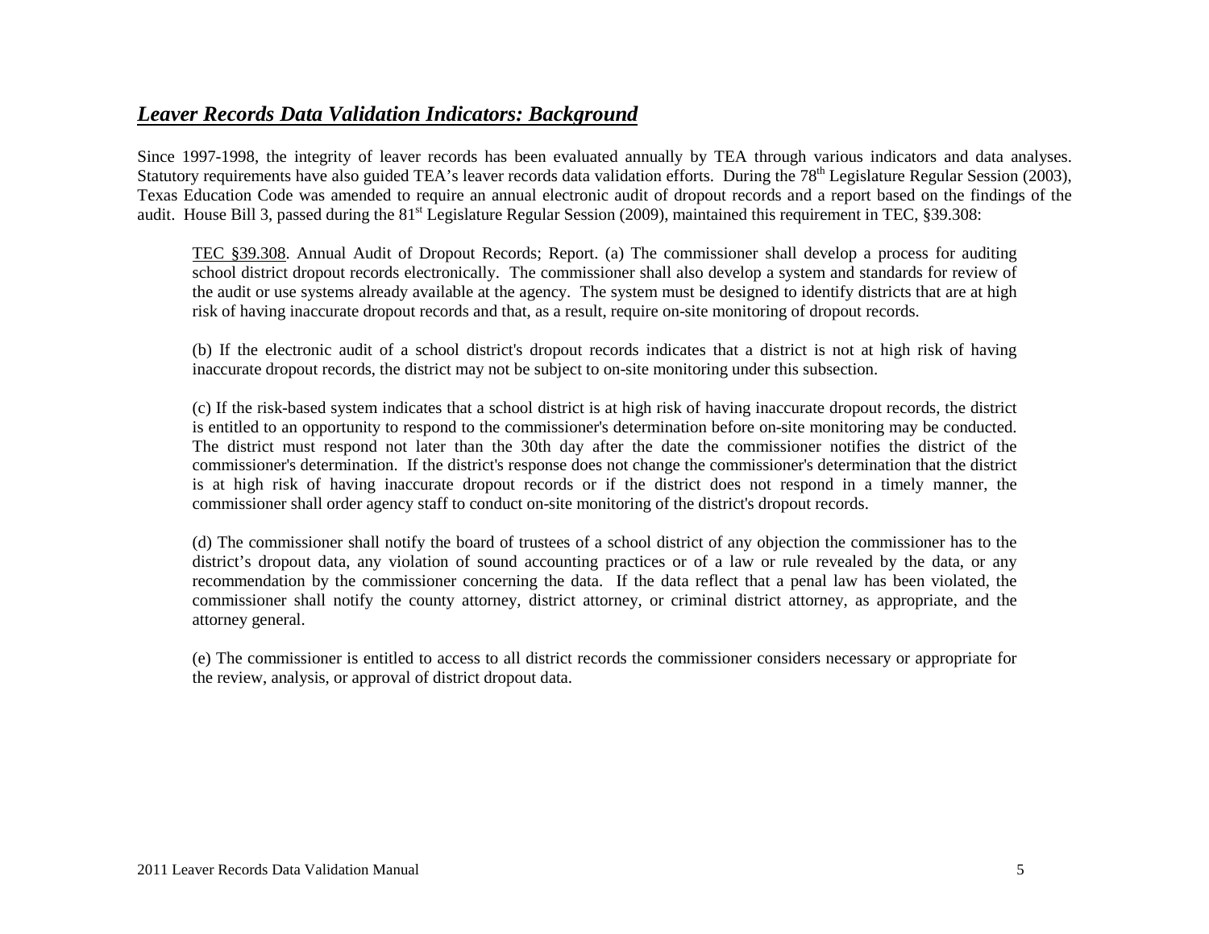## ***Leaver Records Data Validation Indicators: Background***

Since 1997-1998, the integrity of leaver records has been evaluated annually by TEA through various indicators and data analyses. Statutory requirements have also guided TEA's leaver records data validation efforts. During the 78th Legislature Regular Session (2003), Texas Education Code was amended to require an annual electronic audit of dropout records and a report based on the findings of the audit. House Bill 3, passed during the 81st Legislature Regular Session (2009), maintained this requirement in TEC, §39.308:

> TEC §39.308. Annual Audit of Dropout Records; Report. (a) The commissioner shall develop a process for auditing school district dropout records electronically. The commissioner shall also develop a system and standards for review of the audit or use systems already available at the agency. The system must be designed to identify districts that are at high risk of having inaccurate dropout records and that, as a result, require on-site monitoring of dropout records.
>
> (b) If the electronic audit of a school district's dropout records indicates that a district is not at high risk of having inaccurate dropout records, the district may not be subject to on-site monitoring under this subsection.
>
> (c) If the risk-based system indicates that a school district is at high risk of having inaccurate dropout records, the district is entitled to an opportunity to respond to the commissioner's determination before on-site monitoring may be conducted. The district must respond not later than the 30th day after the date the commissioner notifies the district of the commissioner's determination. If the district's response does not change the commissioner's determination that the district is at high risk of having inaccurate dropout records or if the district does not respond in a timely manner, the commissioner shall order agency staff to conduct on-site monitoring of the district's dropout records.
>
> (d) The commissioner shall notify the board of trustees of a school district of any objection the commissioner has to the district's dropout data, any violation of sound accounting practices or of a law or rule revealed by the data, or any recommendation by the commissioner concerning the data. If the data reflect that a penal law has been violated, the commissioner shall notify the county attorney, district attorney, or criminal district attorney, as appropriate, and the attorney general.
>
> (e) The commissioner is entitled to access to all district records the commissioner considers necessary or appropriate for the review, analysis, or approval of district dropout data.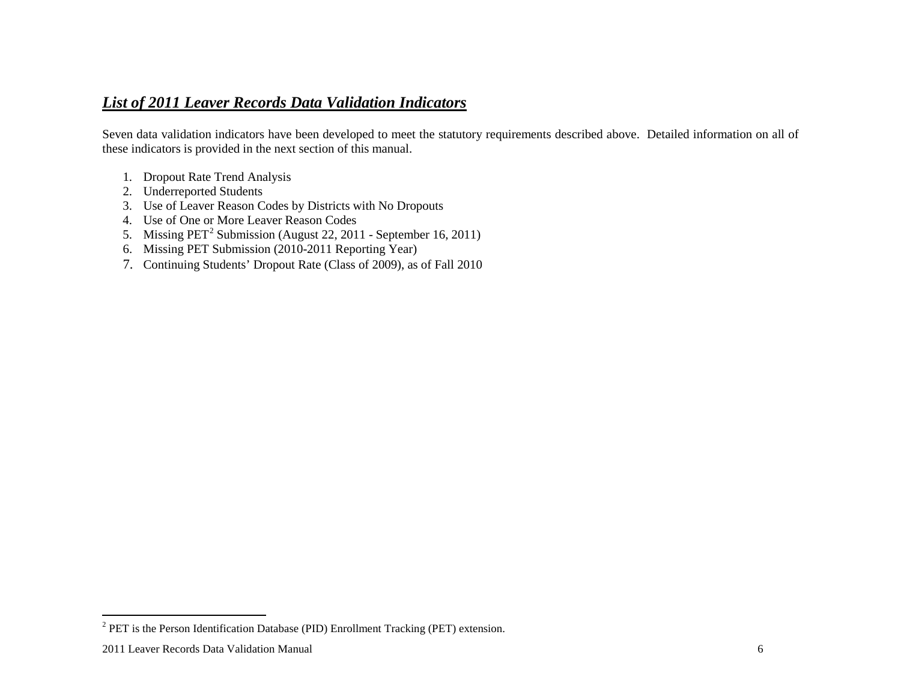## ***List of 2011 Leaver Records Data Validation Indicators***

Seven data validation indicators have been developed to meet the statutory requirements described above. Detailed information on all of these indicators is provided in the next section of this manual.

1. Dropout Rate Trend Analysis
2. Underreported Students
3. Use of Leaver Reason Codes by Districts with No Dropouts
4. Use of One or More Leaver Reason Codes
5. Missing PET[2] Submission (August 22, 2011 - September 16, 2011)
6. Missing PET Submission (2010-2011 Reporting Year)
7. Continuing Students' Dropout Rate (Class of 2009), as of Fall 2010

[2] PET is the Person Identification Database (PID) Enrollment Tracking (PET) extension.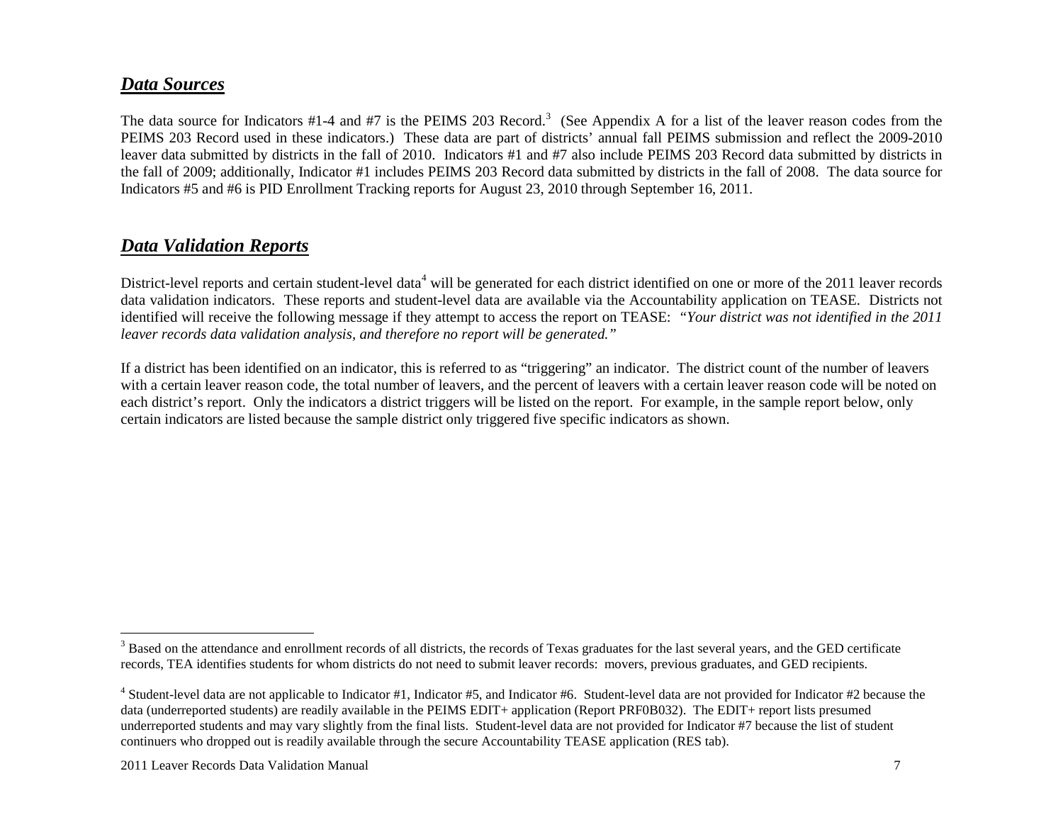## ***Data Sources***

The data source for Indicators #1-4 and #7 is the PEIMS 203 Record.[3] (See Appendix A for a list of the leaver reason codes from the PEIMS 203 Record used in these indicators.) These data are part of districts' annual fall PEIMS submission and reflect the 2009-2010 leaver data submitted by districts in the fall of 2010. Indicators #1 and #7 also include PEIMS 203 Record data submitted by districts in the fall of 2009; additionally, Indicator #1 includes PEIMS 203 Record data submitted by districts in the fall of 2008. The data source for Indicators #5 and #6 is PID Enrollment Tracking reports for August 23, 2010 through September 16, 2011.

## ***Data Validation Reports***

District-level reports and certain student-level data[4] will be generated for each district identified on one or more of the 2011 leaver records data validation indicators. These reports and student-level data are available via the Accountability application on TEASE. Districts not identified will receive the following message if they attempt to access the report on TEASE: *"Your district was not identified in the 2011 leaver records data validation analysis, and therefore no report will be generated."*

If a district has been identified on an indicator, this is referred to as "triggering" an indicator. The district count of the number of leavers with a certain leaver reason code, the total number of leavers, and the percent of leavers with a certain leaver reason code will be noted on each district's report. Only the indicators a district triggers will be listed on the report. For example, in the sample report below, only certain indicators are listed because the sample district only triggered five specific indicators as shown.

---

[3] Based on the attendance and enrollment records of all districts, the records of Texas graduates for the last several years, and the GED certificate records, TEA identifies students for whom districts do not need to submit leaver records: movers, previous graduates, and GED recipients.

[4] Student-level data are not applicable to Indicator #1, Indicator #5, and Indicator #6. Student-level data are not provided for Indicator #2 because the data (underreported students) are readily available in the PEIMS EDIT+ application (Report PRF0B032). The EDIT+ report lists presumed underreported students and may vary slightly from the final lists. Student-level data are not provided for Indicator #7 because the list of student continuers who dropped out is readily available through the secure Accountability TEASE application (RES tab).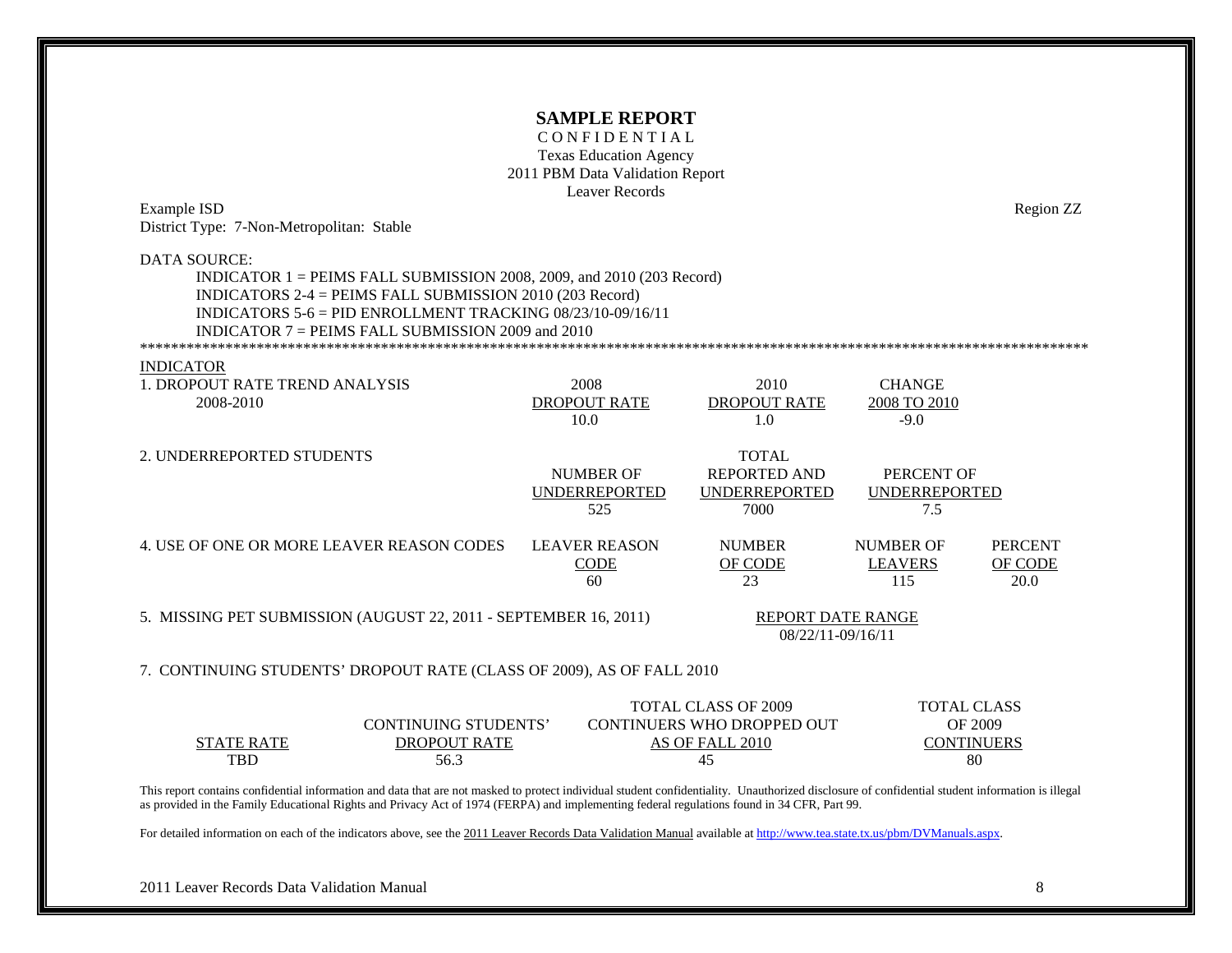**SAMPLE REPORT**

C O N F I D E N T I A L

Texas Education Agency

2011 PBM Data Validation Report

Leaver Records

Example ISD — Region ZZ

District Type: 7-Non-Metropolitan: Stable

DATA SOURCE:

- INDICATOR 1 = PEIMS FALL SUBMISSION 2008, 2009, and 2010 (203 Record)
- INDICATORS 2-4 = PEIMS FALL SUBMISSION 2010 (203 Record)
- INDICATORS 5-6 = PID ENROLLMENT TRACKING 08/23/10-09/16/11
- INDICATOR 7 = PEIMS FALL SUBMISSION 2009 and 2010

**************************************************************************************************************

INDICATOR

1. DROPOUT RATE TREND ANALYSIS 2008-2010

| 2008 DROPOUT RATE | 2010 DROPOUT RATE | CHANGE 2008 TO 2010 |
|---|---|---|
| 10.0 | 1.0 | -9.0 |

2. UNDERREPORTED STUDENTS

| NUMBER OF UNDERREPORTED | TOTAL REPORTED AND UNDERREPORTED | PERCENT OF UNDERREPORTED |
|---|---|---|
| 525 | 7000 | 7.5 |

4. USE OF ONE OR MORE LEAVER REASON CODES

| LEAVER REASON CODE | NUMBER OF CODE | NUMBER OF LEAVERS | PERCENT OF CODE |
|---|---|---|---|
| 60 | 23 | 115 | 20.0 |

5. MISSING PET SUBMISSION (AUGUST 22, 2011 - SEPTEMBER 16, 2011)

| REPORT DATE RANGE |
|---|
| 08/22/11-09/16/11 |

7. CONTINUING STUDENTS' DROPOUT RATE (CLASS OF 2009), AS OF FALL 2010

| STATE RATE | CONTINUING STUDENTS' DROPOUT RATE | TOTAL CLASS OF 2009 CONTINUERS WHO DROPPED OUT AS OF FALL 2010 | TOTAL CLASS OF 2009 CONTINUERS |
|---|---|---|---|
| TBD | 56.3 | 45 | 80 |

This report contains confidential information and data that are not masked to protect individual student confidentiality. Unauthorized disclosure of confidential student information is illegal as provided in the Family Educational Rights and Privacy Act of 1974 (FERPA) and implementing federal regulations found in 34 CFR, Part 99.

For detailed information on each of the indicators above, see the 2011 Leaver Records Data Validation Manual available at http://www.tea.state.tx.us/pbm/DVManuals.aspx.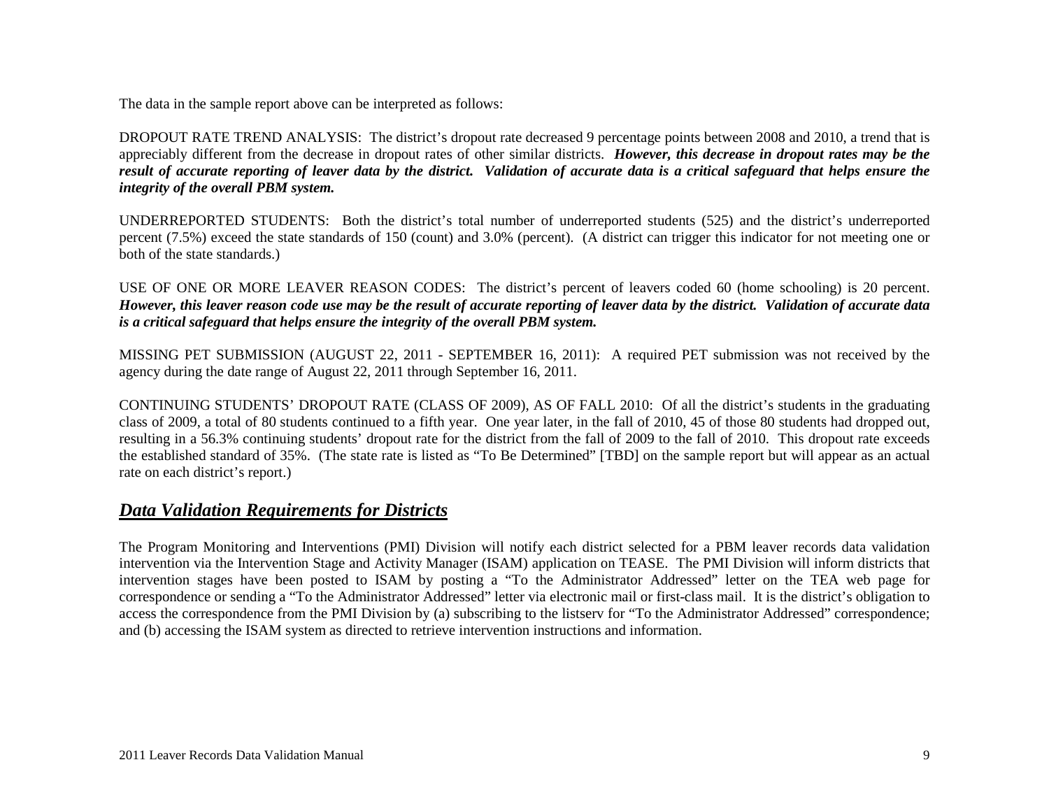The data in the sample report above can be interpreted as follows:

DROPOUT RATE TREND ANALYSIS: The district's dropout rate decreased 9 percentage points between 2008 and 2010, a trend that is appreciably different from the decrease in dropout rates of other similar districts. ***However, this decrease in dropout rates may be the result of accurate reporting of leaver data by the district. Validation of accurate data is a critical safeguard that helps ensure the integrity of the overall PBM system.***

UNDERREPORTED STUDENTS: Both the district's total number of underreported students (525) and the district's underreported percent (7.5%) exceed the state standards of 150 (count) and 3.0% (percent). (A district can trigger this indicator for not meeting one or both of the state standards.)

USE OF ONE OR MORE LEAVER REASON CODES: The district's percent of leavers coded 60 (home schooling) is 20 percent. ***However, this leaver reason code use may be the result of accurate reporting of leaver data by the district. Validation of accurate data is a critical safeguard that helps ensure the integrity of the overall PBM system.***

MISSING PET SUBMISSION (AUGUST 22, 2011 - SEPTEMBER 16, 2011): A required PET submission was not received by the agency during the date range of August 22, 2011 through September 16, 2011.

CONTINUING STUDENTS' DROPOUT RATE (CLASS OF 2009), AS OF FALL 2010: Of all the district's students in the graduating class of 2009, a total of 80 students continued to a fifth year. One year later, in the fall of 2010, 45 of those 80 students had dropped out, resulting in a 56.3% continuing students' dropout rate for the district from the fall of 2009 to the fall of 2010. This dropout rate exceeds the established standard of 35%. (The state rate is listed as "To Be Determined" [TBD] on the sample report but will appear as an actual rate on each district's report.)

## ***Data Validation Requirements for Districts***

The Program Monitoring and Interventions (PMI) Division will notify each district selected for a PBM leaver records data validation intervention via the Intervention Stage and Activity Manager (ISAM) application on TEASE. The PMI Division will inform districts that intervention stages have been posted to ISAM by posting a "To the Administrator Addressed" letter on the TEA web page for correspondence or sending a "To the Administrator Addressed" letter via electronic mail or first-class mail. It is the district's obligation to access the correspondence from the PMI Division by (a) subscribing to the listserv for "To the Administrator Addressed" correspondence; and (b) accessing the ISAM system as directed to retrieve intervention instructions and information.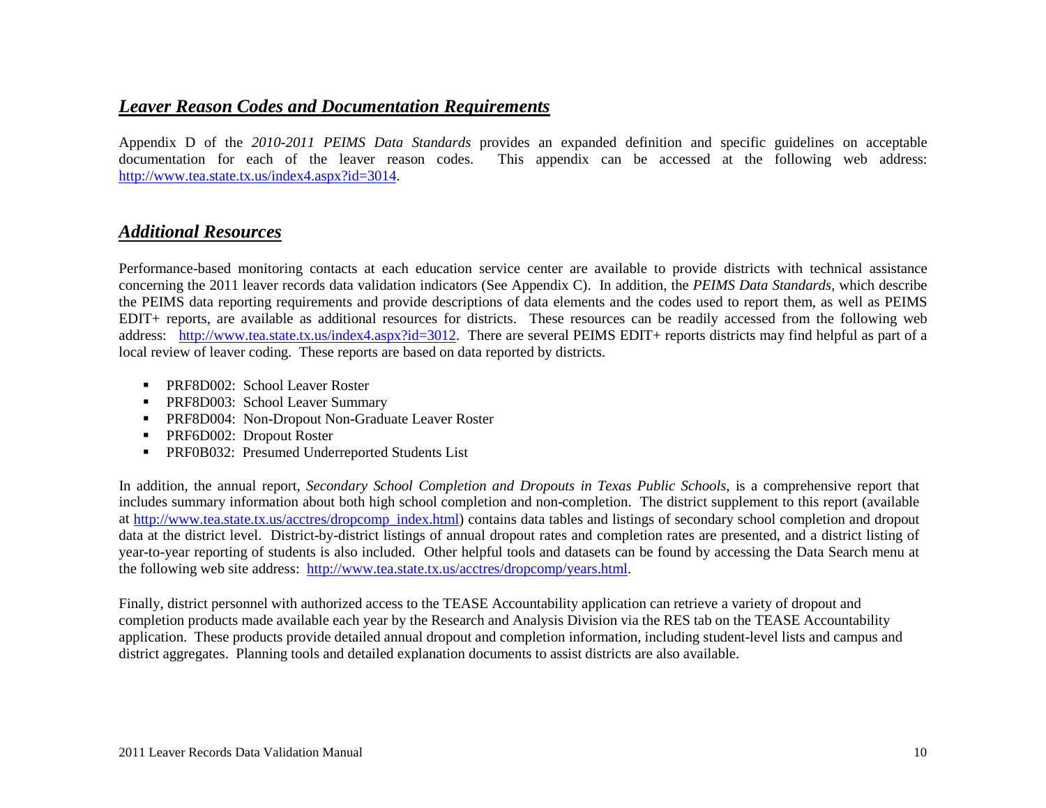## ***Leaver Reason Codes and Documentation Requirements***

Appendix D of the *2010-2011 PEIMS Data Standards* provides an expanded definition and specific guidelines on acceptable documentation for each of the leaver reason codes. This appendix can be accessed at the following web address: http://www.tea.state.tx.us/index4.aspx?id=3014.

## ***Additional Resources***

Performance-based monitoring contacts at each education service center are available to provide districts with technical assistance concerning the 2011 leaver records data validation indicators (See Appendix C). In addition, the *PEIMS Data Standards*, which describe the PEIMS data reporting requirements and provide descriptions of data elements and the codes used to report them, as well as PEIMS EDIT+ reports, are available as additional resources for districts. These resources can be readily accessed from the following web address: http://www.tea.state.tx.us/index4.aspx?id=3012. There are several PEIMS EDIT+ reports districts may find helpful as part of a local review of leaver coding. These reports are based on data reported by districts.

- PRF8D002: School Leaver Roster
- PRF8D003: School Leaver Summary
- PRF8D004: Non-Dropout Non-Graduate Leaver Roster
- PRF6D002: Dropout Roster
- PRF0B032: Presumed Underreported Students List

In addition, the annual report, *Secondary School Completion and Dropouts in Texas Public Schools,* is a comprehensive report that includes summary information about both high school completion and non-completion. The district supplement to this report (available at http://www.tea.state.tx.us/acctres/dropcomp_index.html) contains data tables and listings of secondary school completion and dropout data at the district level. District-by-district listings of annual dropout rates and completion rates are presented, and a district listing of year-to-year reporting of students is also included. Other helpful tools and datasets can be found by accessing the Data Search menu at the following web site address: http://www.tea.state.tx.us/acctres/dropcomp/years.html.

Finally, district personnel with authorized access to the TEASE Accountability application can retrieve a variety of dropout and completion products made available each year by the Research and Analysis Division via the RES tab on the TEASE Accountability application. These products provide detailed annual dropout and completion information, including student-level lists and campus and district aggregates. Planning tools and detailed explanation documents to assist districts are also available.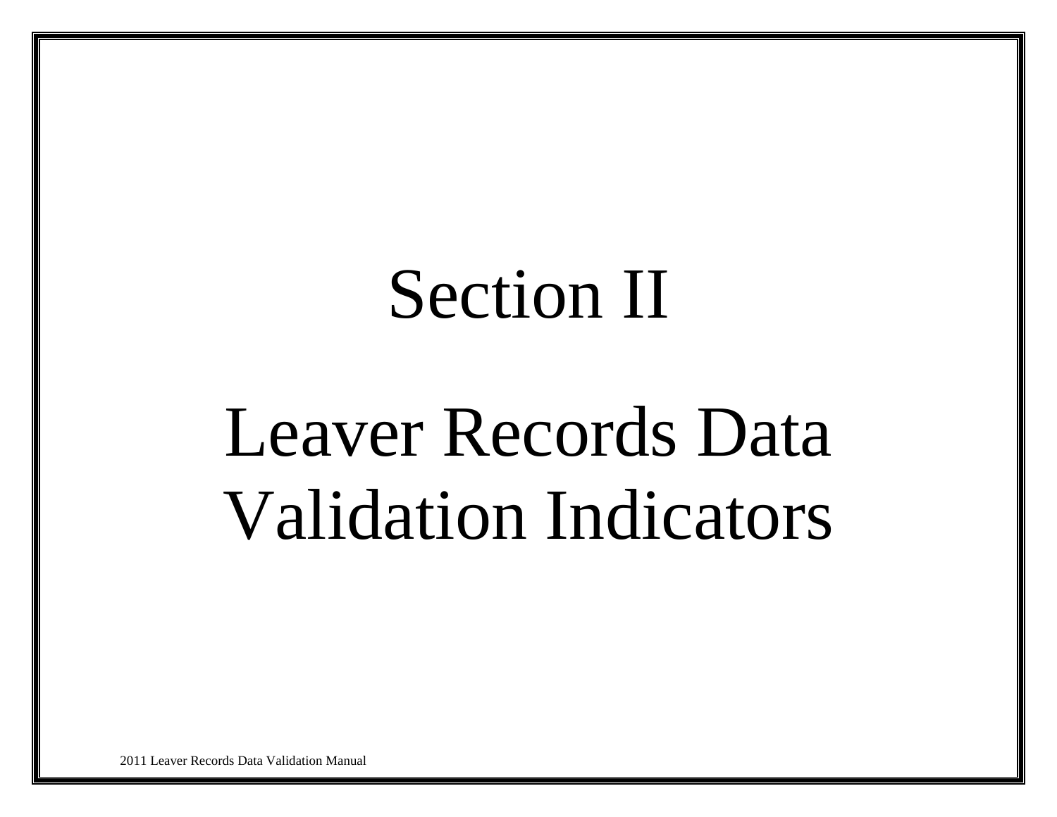# Section II

# Leaver Records Data Validation Indicators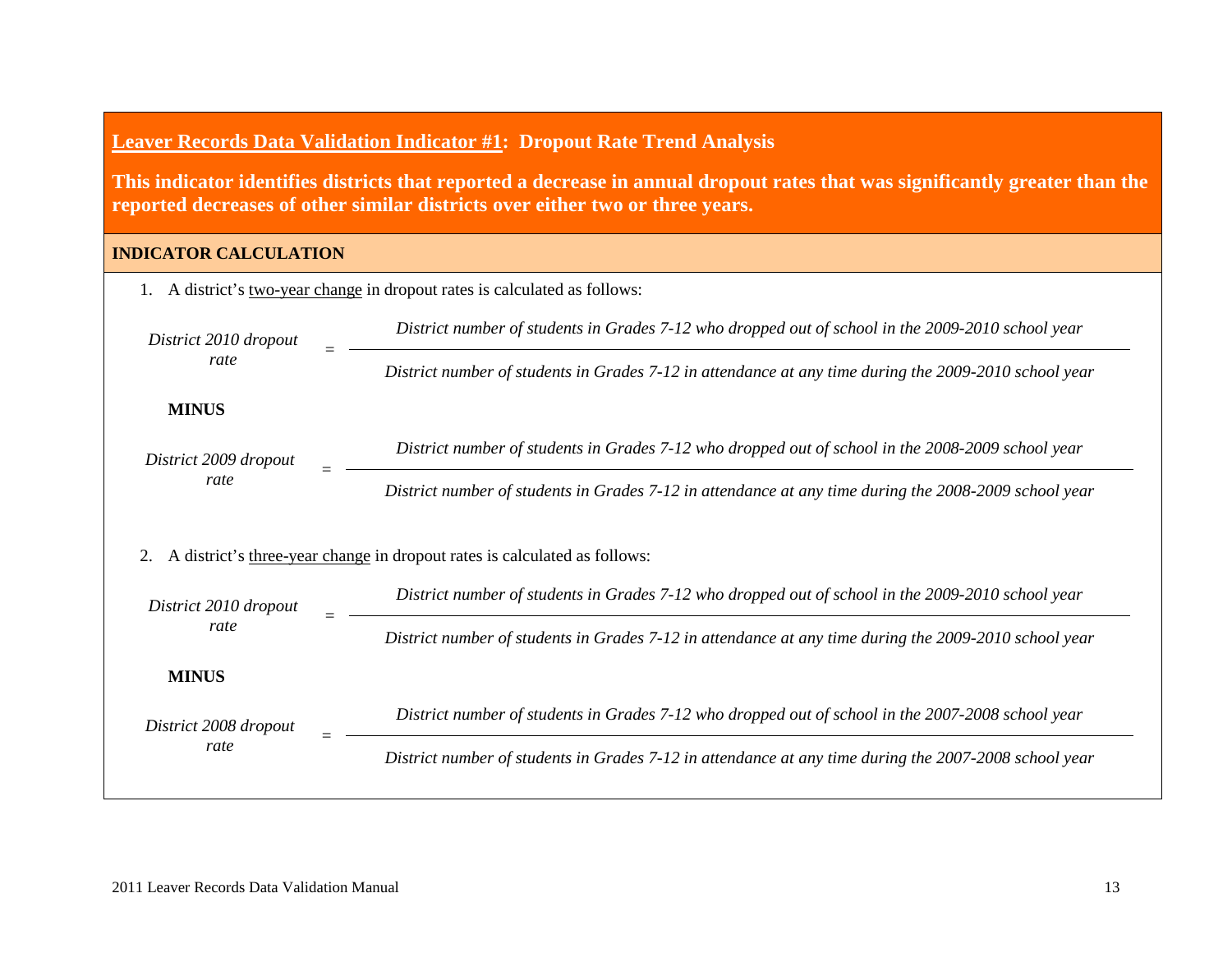## Leaver Records Data Validation Indicator #1: Dropout Rate Trend Analysis

**This indicator identifies districts that reported a decrease in annual dropout rates that was significantly greater than the reported decreases of other similar districts over either two or three years.**

### INDICATOR CALCULATION

1. A district's two-year change in dropout rates is calculated as follows:

$$\textit{District 2010 dropout rate} = \frac{\textit{District number of students in Grades 7-12 who dropped out of school in the 2009-2010 school year}}{\textit{District number of students in Grades 7-12 in attendance at any time during the 2009-2010 school year}}$$

**MINUS**

$$\textit{District 2009 dropout rate} = \frac{\textit{District number of students in Grades 7-12 who dropped out of school in the 2008-2009 school year}}{\textit{District number of students in Grades 7-12 in attendance at any time during the 2008-2009 school year}}$$

2. A district's three-year change in dropout rates is calculated as follows:

$$\textit{District 2010 dropout rate} = \frac{\textit{District number of students in Grades 7-12 who dropped out of school in the 2009-2010 school year}}{\textit{District number of students in Grades 7-12 in attendance at any time during the 2009-2010 school year}}$$

**MINUS**

$$\textit{District 2008 dropout rate} = \frac{\textit{District number of students in Grades 7-12 who dropped out of school in the 2007-2008 school year}}{\textit{District number of students in Grades 7-12 in attendance at any time during the 2007-2008 school year}}$$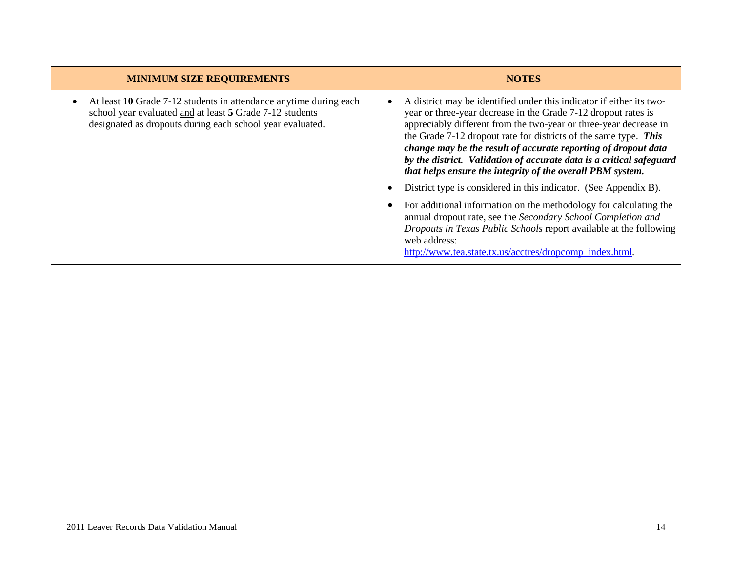| MINIMUM SIZE REQUIREMENTS | NOTES |
|---|---|
| • At least **10** Grade 7-12 students in attendance anytime during each school year evaluated <u>and</u> at least **5** Grade 7-12 students designated as dropouts during each school year evaluated. | • A district may be identified under this indicator if either its two-year or three-year decrease in the Grade 7-12 dropout rates is appreciably different from the two-year or three-year decrease in the Grade 7-12 dropout rate for districts of the same type. ***This change may be the result of accurate reporting of dropout data by the district. Validation of accurate data is a critical safeguard that helps ensure the integrity of the overall PBM system.*** <br> • District type is considered in this indicator. (See Appendix B). <br> • For additional information on the methodology for calculating the annual dropout rate, see the *Secondary School Completion and Dropouts in Texas Public Schools* report available at the following web address: http://www.tea.state.tx.us/acctres/dropcomp_index.html. |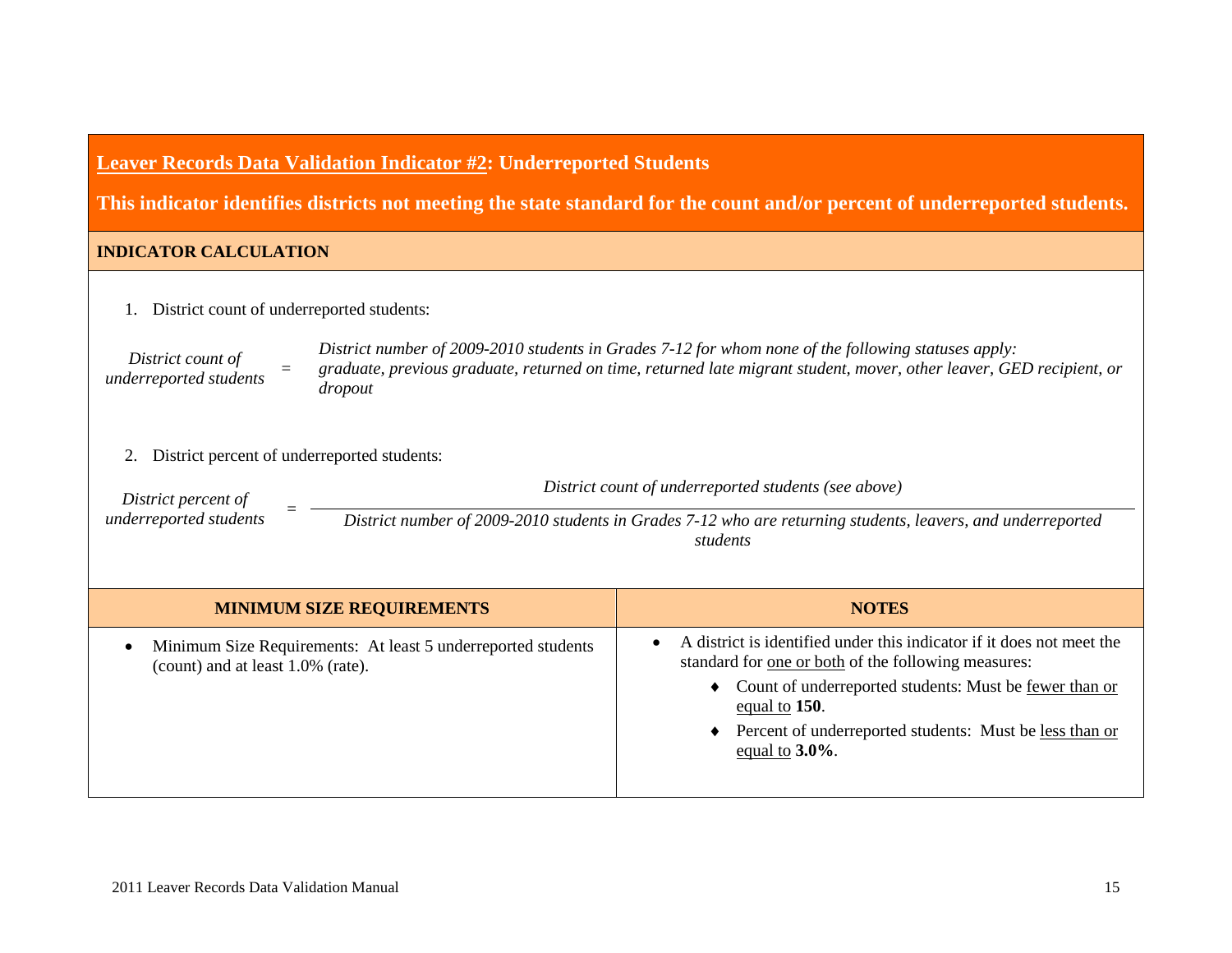## Leaver Records Data Validation Indicator #2: Underreported Students

**This indicator identifies districts not meeting the state standard for the count and/or percent of underreported students.**

### INDICATOR CALCULATION

1. District count of underreported students:

*District count of underreported students* = *District number of 2009-2010 students in Grades 7-12 for whom none of the following statuses apply: graduate, previous graduate, returned on time, returned late migrant student, mover, other leaver, GED recipient, or dropout*

2. District percent of underreported students:

$$\textit{District percent of underreported students} = \frac{\textit{District count of underreported students (see above)}}{\textit{District number of 2009-2010 students in Grades 7-12 who are returning students, leavers, and underreported students}}$$

| MINIMUM SIZE REQUIREMENTS | NOTES |
|---|---|
| • Minimum Size Requirements: At least 5 underreported students (count) and at least 1.0% (rate). | • A district is identified under this indicator if it does not meet the standard for one or both of the following measures:<br>♦ Count of underreported students: Must be fewer than or equal to **150**.<br>♦ Percent of underreported students: Must be less than or equal to **3.0%**. |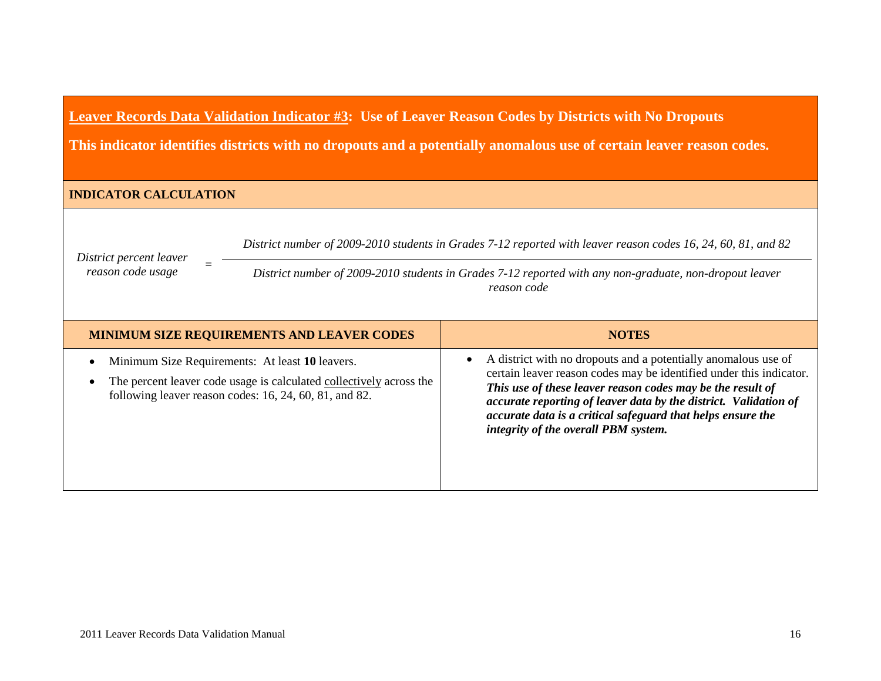## <u>Leaver Records Data Validation Indicator #3</u>: Use of Leaver Reason Codes by Districts with No Dropouts

**This indicator identifies districts with no dropouts and a potentially anomalous use of certain leaver reason codes.**

### INDICATOR CALCULATION

$$\textit{District percent leaver reason code usage} = \frac{\textit{District number of 2009-2010 students in Grades 7-12 reported with leaver reason codes 16, 24, 60, 81, and 82}}{\textit{District number of 2009-2010 students in Grades 7-12 reported with any non-graduate, non-dropout leaver reason code}}$$

| MINIMUM SIZE REQUIREMENTS AND LEAVER CODES | NOTES |
|---|---|
| • Minimum Size Requirements: At least **10** leavers.<br>• The percent leaver code usage is calculated <u>collectively</u> across the following leaver reason codes: 16, 24, 60, 81, and 82. | • A district with no dropouts and a potentially anomalous use of certain leaver reason codes may be identified under this indicator. ***This use of these leaver reason codes may be the result of accurate reporting of leaver data by the district. Validation of accurate data is a critical safeguard that helps ensure the integrity of the overall PBM system.*** |

2011 Leaver Records Data Validation Manual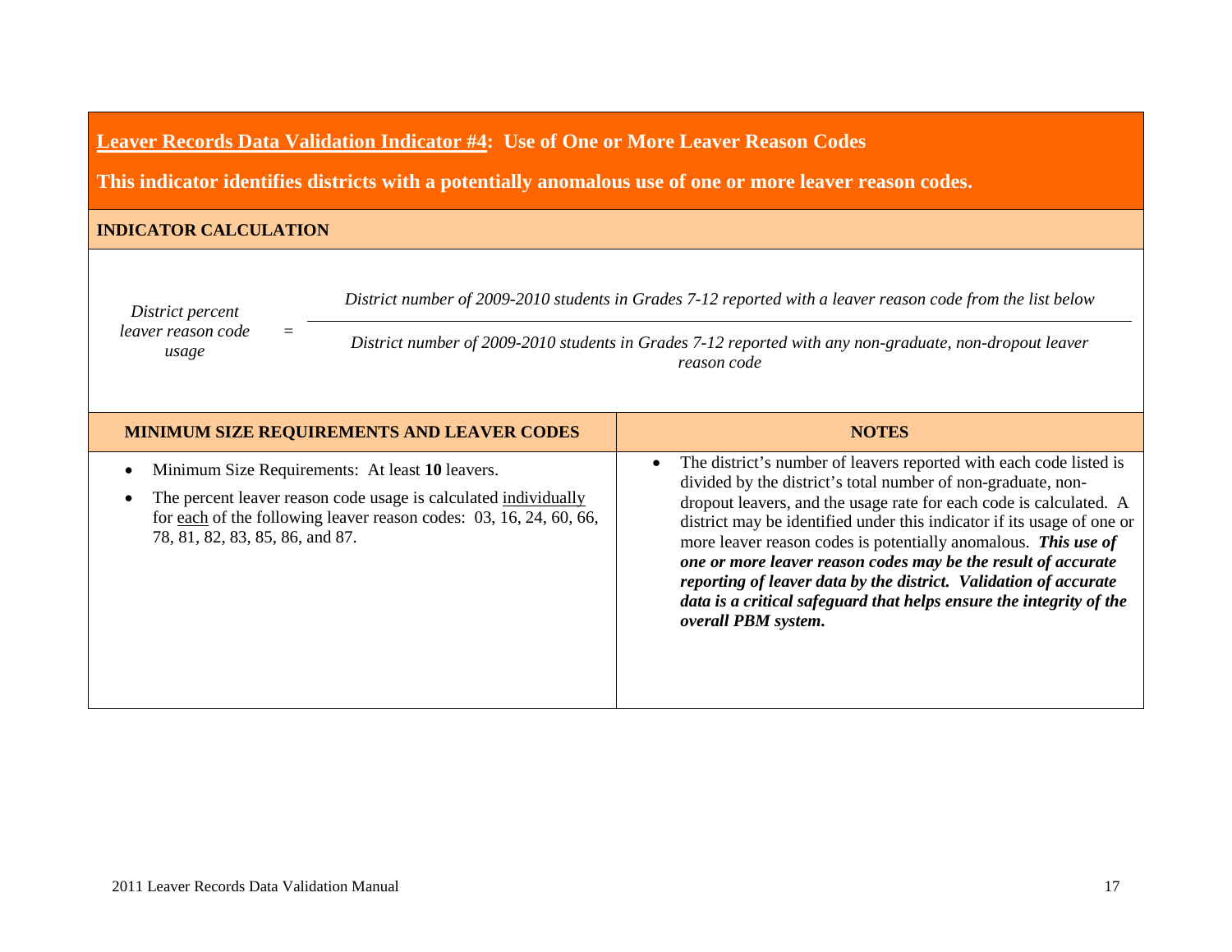## <u>Leaver Records Data Validation Indicator #4</u>: Use of One or More Leaver Reason Codes

**This indicator identifies districts with a potentially anomalous use of one or more leaver reason codes.**

### INDICATOR CALCULATION

$$\textit{District percent leaver reason code usage} = \frac{\textit{District number of 2009-2010 students in Grades 7-12 reported with a leaver reason code from the list below}}{\textit{District number of 2009-2010 students in Grades 7-12 reported with any non-graduate, non-dropout leaver reason code}}$$

| MINIMUM SIZE REQUIREMENTS AND LEAVER CODES | NOTES |
|---|---|
| • Minimum Size Requirements: At least **10** leavers.<br>• The percent leaver reason code usage is calculated <u>individually</u> for <u>each</u> of the following leaver reason codes: 03, 16, 24, 60, 66, 78, 81, 82, 83, 85, 86, and 87. | • The district's number of leavers reported with each code listed is divided by the district's total number of non-graduate, non-dropout leavers, and the usage rate for each code is calculated. A district may be identified under this indicator if its usage of one or more leaver reason codes is potentially anomalous. ***This use of one or more leaver reason codes may be the result of accurate reporting of leaver data by the district. Validation of accurate data is a critical safeguard that helps ensure the integrity of the overall PBM system.*** |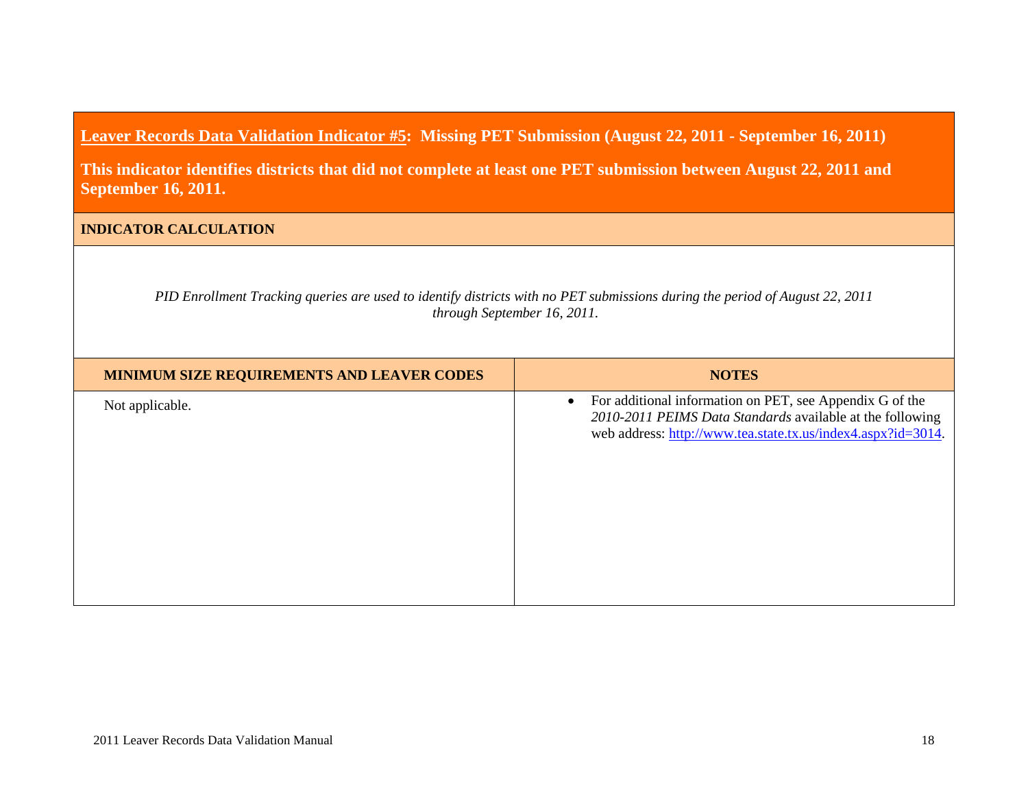## <u>Leaver Records Data Validation Indicator #5</u>: Missing PET Submission (August 22, 2011 - September 16, 2011)

**This indicator identifies districts that did not complete at least one PET submission between August 22, 2011 and September 16, 2011.**

### INDICATOR CALCULATION

*PID Enrollment Tracking queries are used to identify districts with no PET submissions during the period of August 22, 2011 through September 16, 2011.*

| MINIMUM SIZE REQUIREMENTS AND LEAVER CODES | NOTES |
|---|---|
| Not applicable. | • For additional information on PET, see Appendix G of the *2010-2011 PEIMS Data Standards* available at the following web address: http://www.tea.state.tx.us/index4.aspx?id=3014. |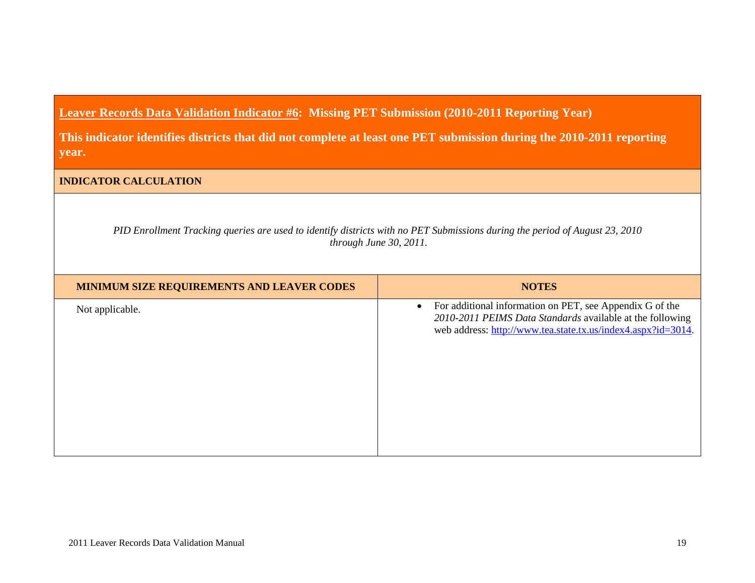## Leaver Records Data Validation Indicator #6: Missing PET Submission (2010-2011 Reporting Year)

**This indicator identifies districts that did not complete at least one PET submission during the 2010-2011 reporting year.**

**INDICATOR CALCULATION**

*PID Enrollment Tracking queries are used to identify districts with no PET Submissions during the period of August 23, 2010 through June 30, 2011.*

| MINIMUM SIZE REQUIREMENTS AND LEAVER CODES | NOTES |
|---|---|
| Not applicable. | • For additional information on PET, see Appendix G of the *2010-2011 PEIMS Data Standards* available at the following web address: http://www.tea.state.tx.us/index4.aspx?id=3014. |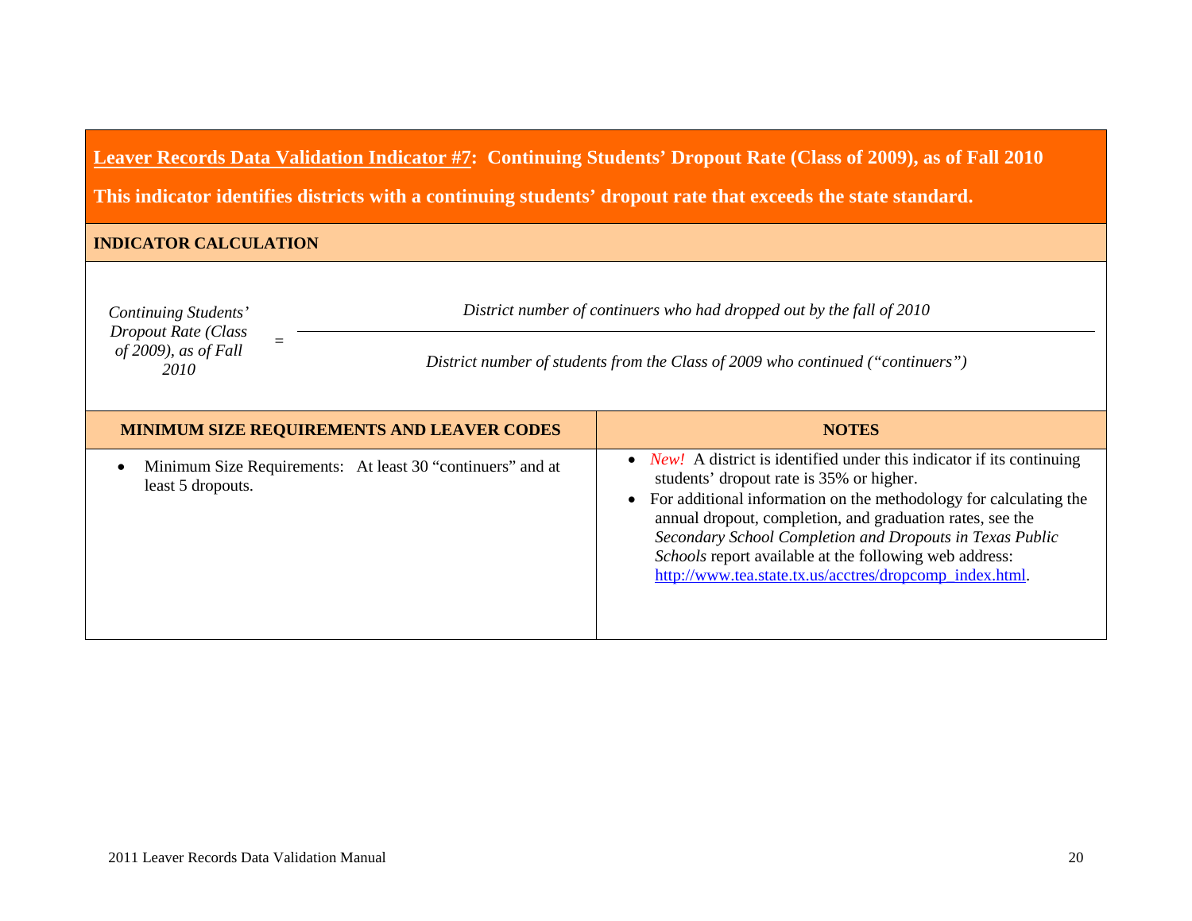## <u>Leaver Records Data Validation Indicator #7</u>: Continuing Students' Dropout Rate (Class of 2009), as of Fall 2010

**This indicator identifies districts with a continuing students' dropout rate that exceeds the state standard.**

### INDICATOR CALCULATION

$$\textit{Continuing Students' Dropout Rate (Class of 2009), as of Fall 2010} = \frac{\textit{District number of continuers who had dropped out by the fall of 2010}}{\textit{District number of students from the Class of 2009 who continued ("continuers")}}$$

| MINIMUM SIZE REQUIREMENTS AND LEAVER CODES | NOTES |
|---|---|
| • Minimum Size Requirements: At least 30 "continuers" and at least 5 dropouts. | • *New!* A district is identified under this indicator if its continuing students' dropout rate is 35% or higher.<br>• For additional information on the methodology for calculating the annual dropout, completion, and graduation rates, see the *Secondary School Completion and Dropouts in Texas Public Schools* report available at the following web address: http://www.tea.state.tx.us/acctres/dropcomp_index.html. |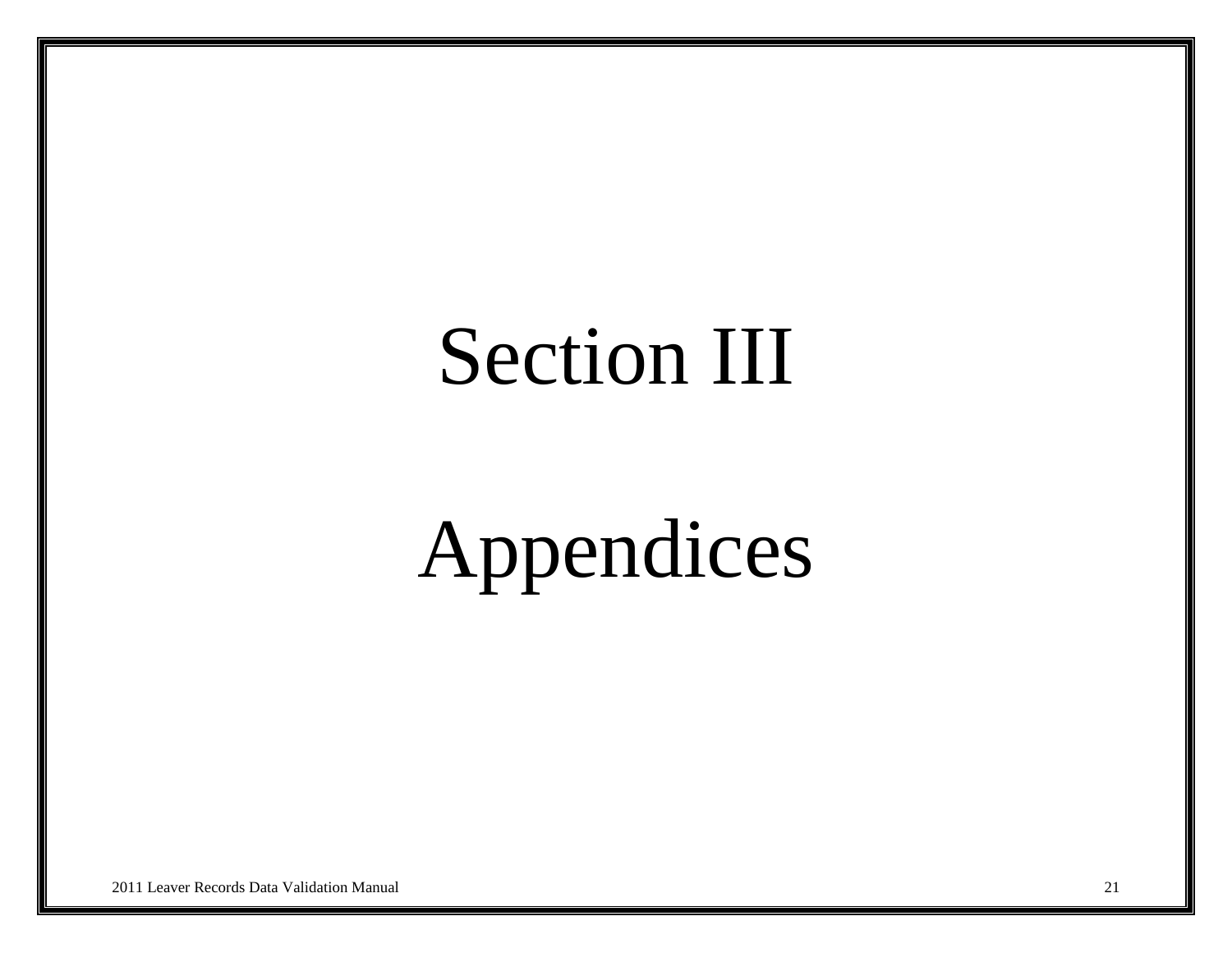# Section III

# Appendices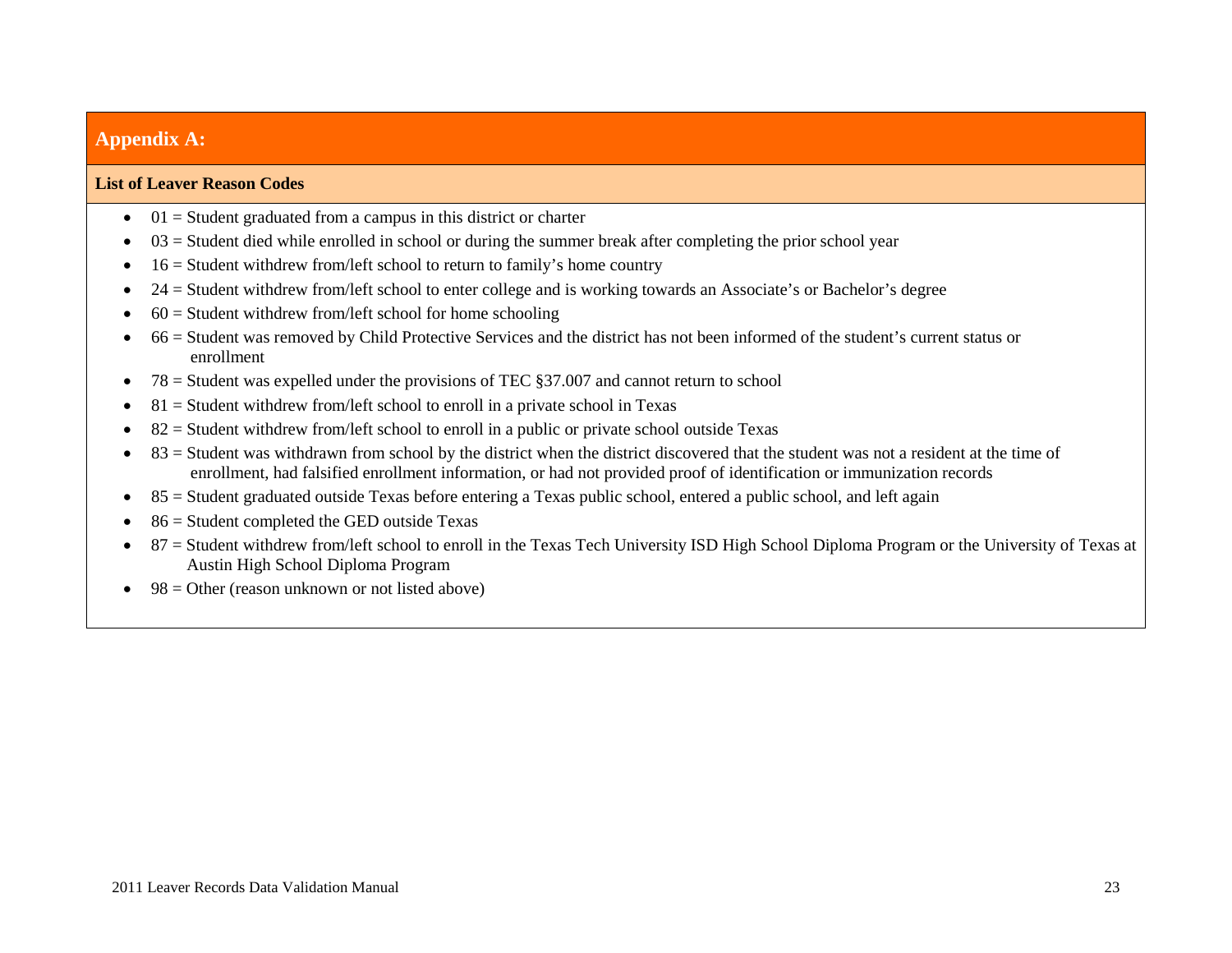## Appendix A:

**List of Leaver Reason Codes**

- 01 = Student graduated from a campus in this district or charter
- 03 = Student died while enrolled in school or during the summer break after completing the prior school year
- 16 = Student withdrew from/left school to return to family's home country
- 24 = Student withdrew from/left school to enter college and is working towards an Associate's or Bachelor's degree
- 60 = Student withdrew from/left school for home schooling
- 66 = Student was removed by Child Protective Services and the district has not been informed of the student's current status or enrollment
- 78 = Student was expelled under the provisions of TEC §37.007 and cannot return to school
- 81 = Student withdrew from/left school to enroll in a private school in Texas
- 82 = Student withdrew from/left school to enroll in a public or private school outside Texas
- 83 = Student was withdrawn from school by the district when the district discovered that the student was not a resident at the time of enrollment, had falsified enrollment information, or had not provided proof of identification or immunization records
- 85 = Student graduated outside Texas before entering a Texas public school, entered a public school, and left again
- 86 = Student completed the GED outside Texas
- 87 = Student withdrew from/left school to enroll in the Texas Tech University ISD High School Diploma Program or the University of Texas at Austin High School Diploma Program
- 98 = Other (reason unknown or not listed above)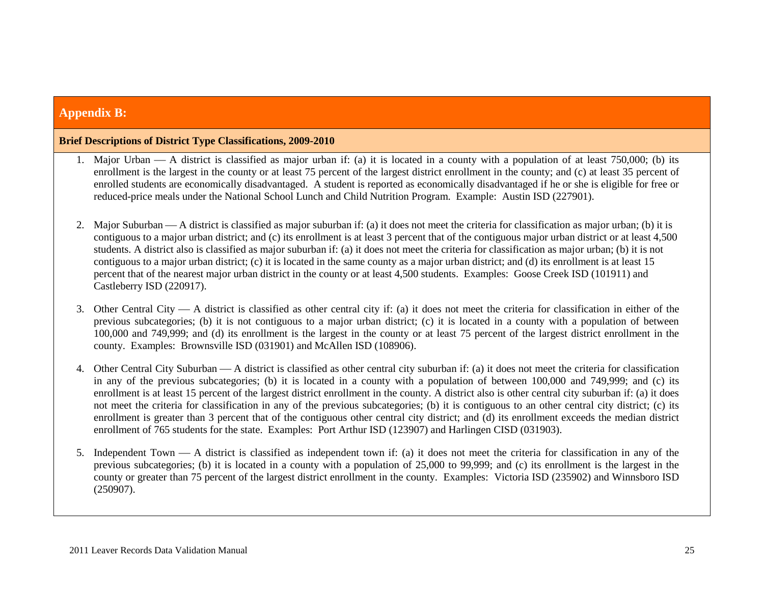## Appendix B:

### Brief Descriptions of District Type Classifications, 2009-2010

1. Major Urban — A district is classified as major urban if: (a) it is located in a county with a population of at least 750,000; (b) its enrollment is the largest in the county or at least 75 percent of the largest district enrollment in the county; and (c) at least 35 percent of enrolled students are economically disadvantaged. A student is reported as economically disadvantaged if he or she is eligible for free or reduced-price meals under the National School Lunch and Child Nutrition Program. Example: Austin ISD (227901).

2. Major Suburban — A district is classified as major suburban if: (a) it does not meet the criteria for classification as major urban; (b) it is contiguous to a major urban district; and (c) its enrollment is at least 3 percent that of the contiguous major urban district or at least 4,500 students. A district also is classified as major suburban if: (a) it does not meet the criteria for classification as major urban; (b) it is not contiguous to a major urban district; (c) it is located in the same county as a major urban district; and (d) its enrollment is at least 15 percent that of the nearest major urban district in the county or at least 4,500 students. Examples: Goose Creek ISD (101911) and Castleberry ISD (220917).

3. Other Central City — A district is classified as other central city if: (a) it does not meet the criteria for classification in either of the previous subcategories; (b) it is not contiguous to a major urban district; (c) it is located in a county with a population of between 100,000 and 749,999; and (d) its enrollment is the largest in the county or at least 75 percent of the largest district enrollment in the county. Examples: Brownsville ISD (031901) and McAllen ISD (108906).

4. Other Central City Suburban — A district is classified as other central city suburban if: (a) it does not meet the criteria for classification in any of the previous subcategories; (b) it is located in a county with a population of between 100,000 and 749,999; and (c) its enrollment is at least 15 percent of the largest district enrollment in the county. A district also is other central city suburban if: (a) it does not meet the criteria for classification in any of the previous subcategories; (b) it is contiguous to an other central city district; (c) its enrollment is greater than 3 percent that of the contiguous other central city district; and (d) its enrollment exceeds the median district enrollment of 765 students for the state. Examples: Port Arthur ISD (123907) and Harlingen CISD (031903).

5. Independent Town — A district is classified as independent town if: (a) it does not meet the criteria for classification in any of the previous subcategories; (b) it is located in a county with a population of 25,000 to 99,999; and (c) its enrollment is the largest in the county or greater than 75 percent of the largest district enrollment in the county. Examples: Victoria ISD (235902) and Winnsboro ISD (250907).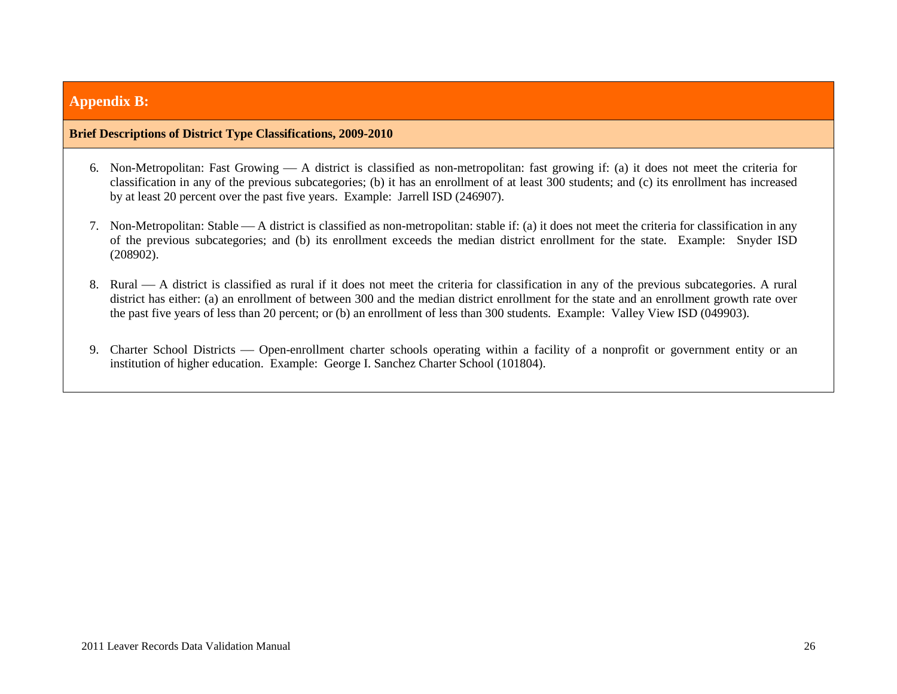## Appendix B:

**Brief Descriptions of District Type Classifications, 2009-2010**

6. Non-Metropolitan: Fast Growing — A district is classified as non-metropolitan: fast growing if: (a) it does not meet the criteria for classification in any of the previous subcategories; (b) it has an enrollment of at least 300 students; and (c) its enrollment has increased by at least 20 percent over the past five years. Example: Jarrell ISD (246907).

7. Non-Metropolitan: Stable — A district is classified as non-metropolitan: stable if: (a) it does not meet the criteria for classification in any of the previous subcategories; and (b) its enrollment exceeds the median district enrollment for the state. Example: Snyder ISD (208902).

8. Rural — A district is classified as rural if it does not meet the criteria for classification in any of the previous subcategories. A rural district has either: (a) an enrollment of between 300 and the median district enrollment for the state and an enrollment growth rate over the past five years of less than 20 percent; or (b) an enrollment of less than 300 students. Example: Valley View ISD (049903).

9. Charter School Districts — Open-enrollment charter schools operating within a facility of a nonprofit or government entity or an institution of higher education. Example: George I. Sanchez Charter School (101804).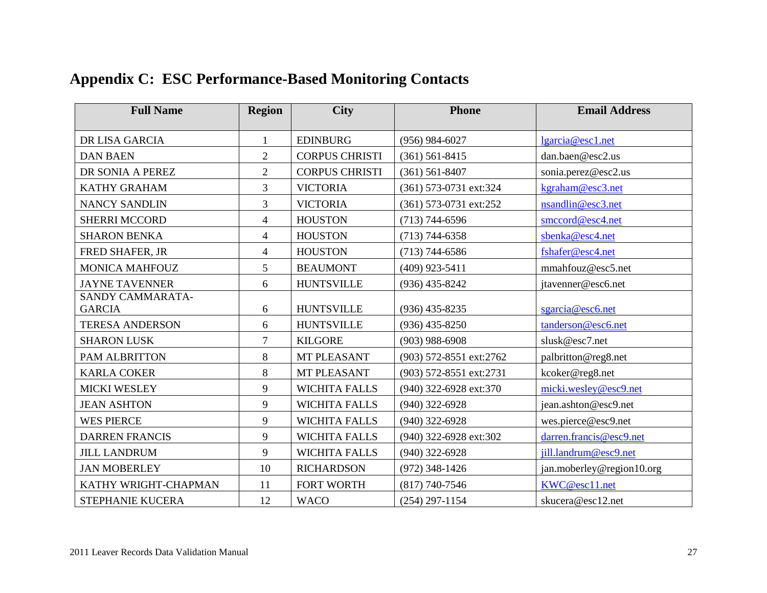# Appendix C: ESC Performance-Based Monitoring Contacts

| Full Name | Region | City | Phone | Email Address |
|---|---|---|---|---|
| DR LISA GARCIA | 1 | EDINBURG | (956) 984-6027 | lgarcia@esc1.net |
| DAN BAEN | 2 | CORPUS CHRISTI | (361) 561-8415 | dan.baen@esc2.us |
| DR SONIA A PEREZ | 2 | CORPUS CHRISTI | (361) 561-8407 | sonia.perez@esc2.us |
| KATHY GRAHAM | 3 | VICTORIA | (361) 573-0731 ext:324 | kgraham@esc3.net |
| NANCY SANDLIN | 3 | VICTORIA | (361) 573-0731 ext:252 | nsandlin@esc3.net |
| SHERRI MCCORD | 4 | HOUSTON | (713) 744-6596 | smccord@esc4.net |
| SHARON BENKA | 4 | HOUSTON | (713) 744-6358 | sbenka@esc4.net |
| FRED SHAFER, JR | 4 | HOUSTON | (713) 744-6586 | fshafer@esc4.net |
| MONICA MAHFOUZ | 5 | BEAUMONT | (409) 923-5411 | mmahfouz@esc5.net |
| JAYNE TAVENNER | 6 | HUNTSVILLE | (936) 435-8242 | jtavenner@esc6.net |
| SANDY CAMMARATA-GARCIA | 6 | HUNTSVILLE | (936) 435-8235 | sgarcia@esc6.net |
| TERESA ANDERSON | 6 | HUNTSVILLE | (936) 435-8250 | tanderson@esc6.net |
| SHARON LUSK | 7 | KILGORE | (903) 988-6908 | slusk@esc7.net |
| PAM ALBRITTON | 8 | MT PLEASANT | (903) 572-8551 ext:2762 | palbritton@reg8.net |
| KARLA COKER | 8 | MT PLEASANT | (903) 572-8551 ext:2731 | kcoker@reg8.net |
| MICKI WESLEY | 9 | WICHITA FALLS | (940) 322-6928 ext:370 | micki.wesley@esc9.net |
| JEAN ASHTON | 9 | WICHITA FALLS | (940) 322-6928 | jean.ashton@esc9.net |
| WES PIERCE | 9 | WICHITA FALLS | (940) 322-6928 | wes.pierce@esc9.net |
| DARREN FRANCIS | 9 | WICHITA FALLS | (940) 322-6928 ext:302 | darren.francis@esc9.net |
| JILL LANDRUM | 9 | WICHITA FALLS | (940) 322-6928 | jill.landrum@esc9.net |
| JAN MOBERLEY | 10 | RICHARDSON | (972) 348-1426 | jan.moberley@region10.org |
| KATHY WRIGHT-CHAPMAN | 11 | FORT WORTH | (817) 740-7546 | KWC@esc11.net |
| STEPHANIE KUCERA | 12 | WACO | (254) 297-1154 | skucera@esc12.net |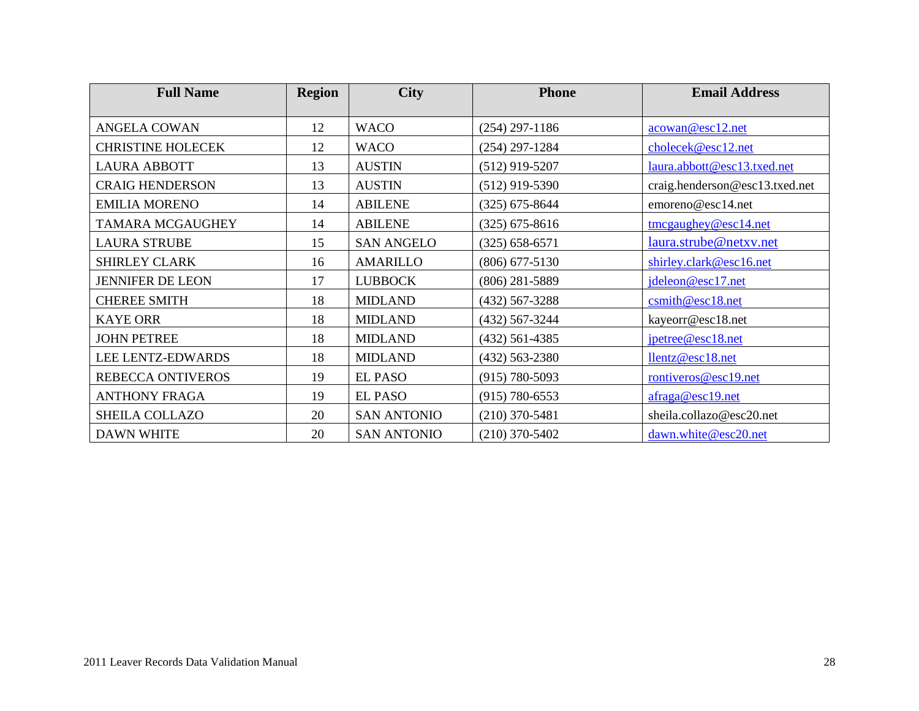| Full Name | Region | City | Phone | Email Address |
|---|---|---|---|---|
| ANGELA COWAN | 12 | WACO | (254) 297-1186 | acowan@esc12.net |
| CHRISTINE HOLECEK | 12 | WACO | (254) 297-1284 | cholecek@esc12.net |
| LAURA ABBOTT | 13 | AUSTIN | (512) 919-5207 | laura.abbott@esc13.txed.net |
| CRAIG HENDERSON | 13 | AUSTIN | (512) 919-5390 | craig.henderson@esc13.txed.net |
| EMILIA MORENO | 14 | ABILENE | (325) 675-8644 | emoreno@esc14.net |
| TAMARA MCGAUGHEY | 14 | ABILENE | (325) 675-8616 | tmcgaughey@esc14.net |
| LAURA STRUBE | 15 | SAN ANGELO | (325) 658-6571 | laura.strube@netxv.net |
| SHIRLEY CLARK | 16 | AMARILLO | (806) 677-5130 | shirley.clark@esc16.net |
| JENNIFER DE LEON | 17 | LUBBOCK | (806) 281-5889 | jdeleon@esc17.net |
| CHEREE SMITH | 18 | MIDLAND | (432) 567-3288 | csmith@esc18.net |
| KAYE ORR | 18 | MIDLAND | (432) 567-3244 | kayeorr@esc18.net |
| JOHN PETREE | 18 | MIDLAND | (432) 561-4385 | jpetree@esc18.net |
| LEE LENTZ-EDWARDS | 18 | MIDLAND | (432) 563-2380 | llentz@esc18.net |
| REBECCA ONTIVEROS | 19 | EL PASO | (915) 780-5093 | rontiveros@esc19.net |
| ANTHONY FRAGA | 19 | EL PASO | (915) 780-6553 | afraga@esc19.net |
| SHEILA COLLAZO | 20 | SAN ANTONIO | (210) 370-5481 | sheila.collazo@esc20.net |
| DAWN WHITE | 20 | SAN ANTONIO | (210) 370-5402 | dawn.white@esc20.net |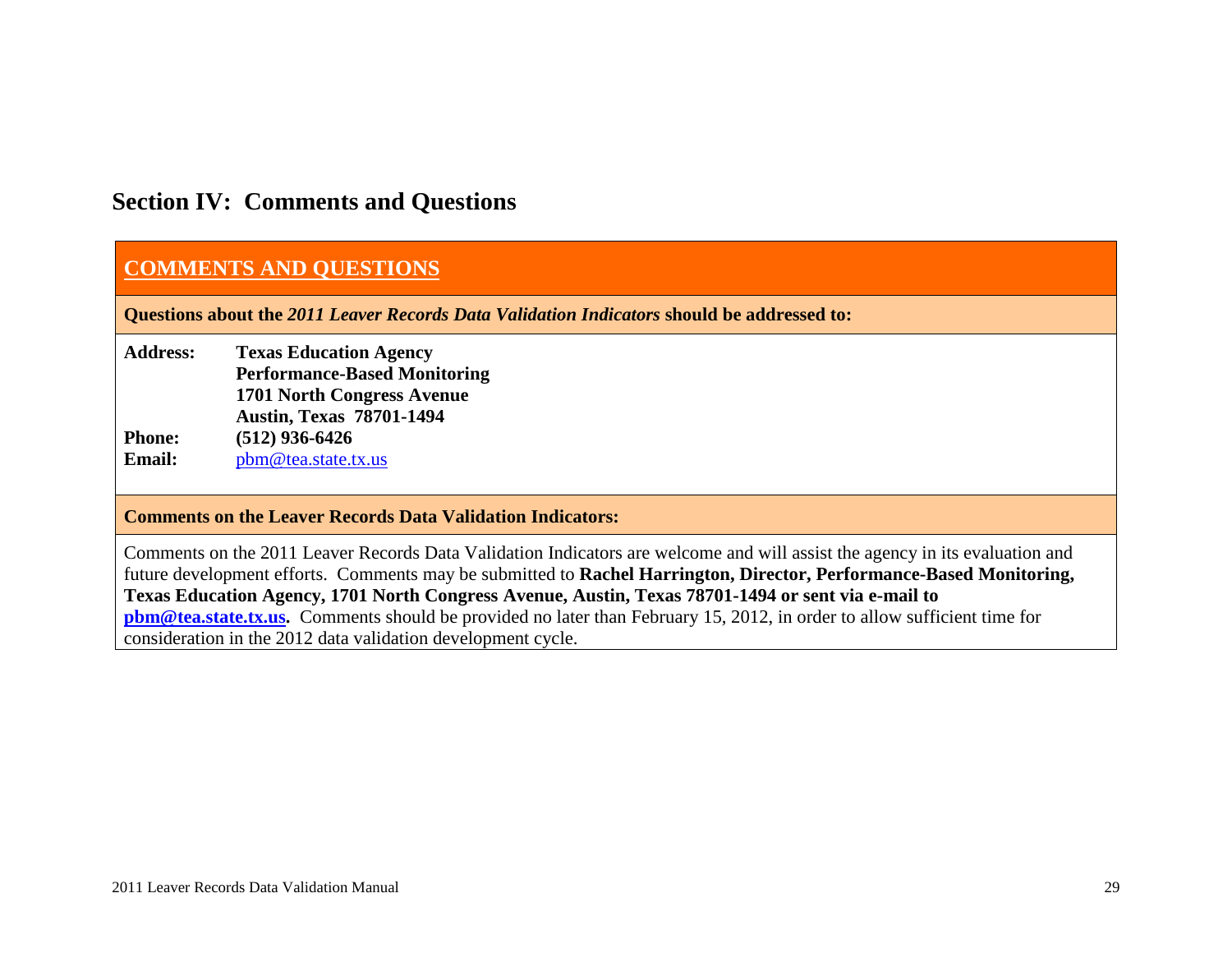## Section IV: Comments and Questions

### COMMENTS AND QUESTIONS

**Questions about the *2011 Leaver Records Data Validation Indicators* should be addressed to:**

**Address:** **Texas Education Agency**
**Performance-Based Monitoring**
**1701 North Congress Avenue**
**Austin, Texas 78701-1494**
**Phone:** **(512) 936-6426**
**Email:** pbm@tea.state.tx.us

**Comments on the Leaver Records Data Validation Indicators:**

Comments on the 2011 Leaver Records Data Validation Indicators are welcome and will assist the agency in its evaluation and future development efforts. Comments may be submitted to **Rachel Harrington, Director, Performance-Based Monitoring, Texas Education Agency, 1701 North Congress Avenue, Austin, Texas 78701-1494 or sent via e-mail to pbm@tea.state.tx.us.** Comments should be provided no later than February 15, 2012, in order to allow sufficient time for consideration in the 2012 data validation development cycle.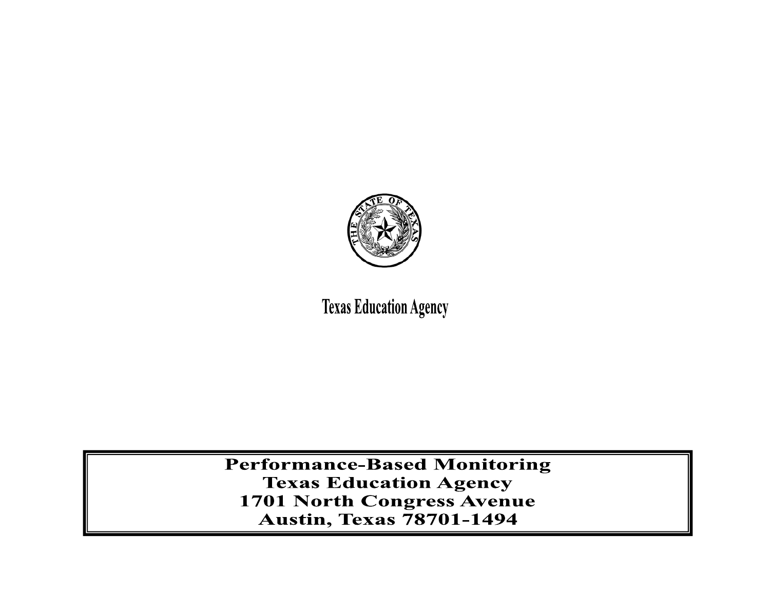Texas Education Agency

**Performance-Based Monitoring**
**Texas Education Agency**
**1701 North Congress Avenue**
**Austin, Texas 78701-1494**